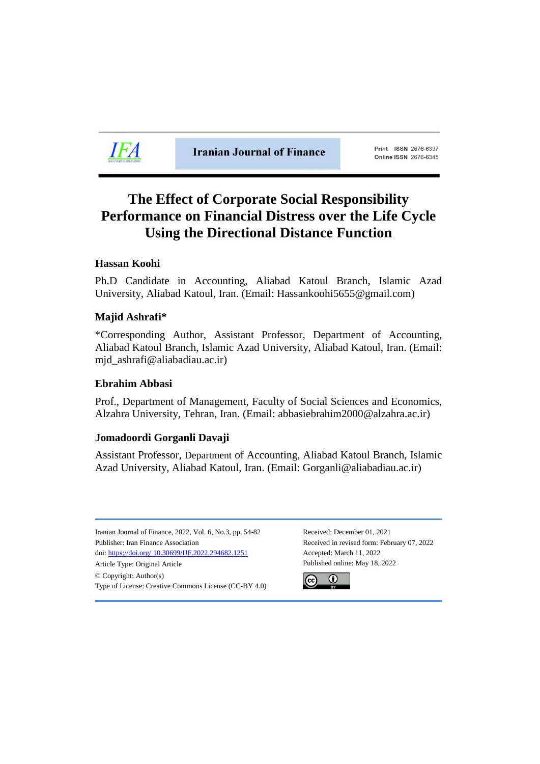Iranian Journal of Finance

Print ISSN 2676-6337
Online ISSN 2676-6345

# The Effect of Corporate Social Responsibility Performance on Financial Distress over the Life Cycle Using the Directional Distance Function

**Hassan Koohi**

Ph.D Candidate in Accounting, Aliabad Katoul Branch, Islamic Azad University, Aliabad Katoul, Iran. (Email: Hassankoohi5655@gmail.com)

**Majid Ashrafi***

*Corresponding Author, Assistant Professor, Department of Accounting, Aliabad Katoul Branch, Islamic Azad University, Aliabad Katoul, Iran. (Email: mjd_ashrafi@aliabadiau.ac.ir)

**Ebrahim Abbasi**

Prof., Department of Management, Faculty of Social Sciences and Economics, Alzahra University, Tehran, Iran. (Email: abbasiebrahim2000@alzahra.ac.ir)

**Jomadoordi Gorganli Davaji**

Assistant Professor, Department of Accounting, Aliabad Katoul Branch, Islamic Azad University, Aliabad Katoul, Iran. (Email: Gorganli@aliabadiau.ac.ir)

Iranian Journal of Finance, 2022, Vol. 6, No.3, pp. 54-82
Publisher: Iran Finance Association
doi: https://doi.org/ 10.30699/IJF.2022.294682.1251
Article Type: Original Article
© Copyright: Author(s)
Type of License: Creative Commons License (CC-BY 4.0)

Received: December 01, 2021
Received in revised form: February 07, 2022
Accepted: March 11, 2022
Published online: May 18, 2022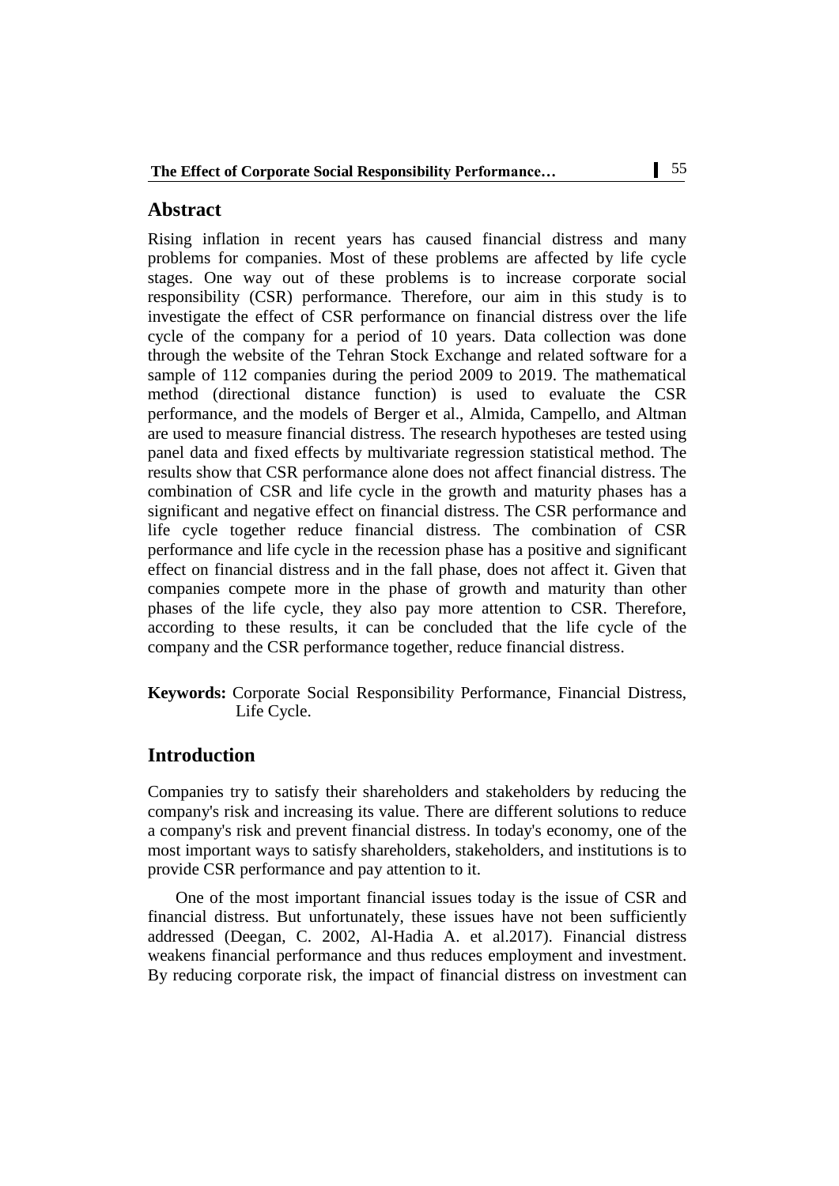## Abstract

Rising inflation in recent years has caused financial distress and many problems for companies. Most of these problems are affected by life cycle stages. One way out of these problems is to increase corporate social responsibility (CSR) performance. Therefore, our aim in this study is to investigate the effect of CSR performance on financial distress over the life cycle of the company for a period of 10 years. Data collection was done through the website of the Tehran Stock Exchange and related software for a sample of 112 companies during the period 2009 to 2019. The mathematical method (directional distance function) is used to evaluate the CSR performance, and the models of Berger et al., Almida, Campello, and Altman are used to measure financial distress. The research hypotheses are tested using panel data and fixed effects by multivariate regression statistical method. The results show that CSR performance alone does not affect financial distress. The combination of CSR and life cycle in the growth and maturity phases has a significant and negative effect on financial distress. The CSR performance and life cycle together reduce financial distress. The combination of CSR performance and life cycle in the recession phase has a positive and significant effect on financial distress and in the fall phase, does not affect it. Given that companies compete more in the phase of growth and maturity than other phases of the life cycle, they also pay more attention to CSR. Therefore, according to these results, it can be concluded that the life cycle of the company and the CSR performance together, reduce financial distress.

**Keywords:** Corporate Social Responsibility Performance, Financial Distress, Life Cycle.

## Introduction

Companies try to satisfy their shareholders and stakeholders by reducing the company's risk and increasing its value. There are different solutions to reduce a company's risk and prevent financial distress. In today's economy, one of the most important ways to satisfy shareholders, stakeholders, and institutions is to provide CSR performance and pay attention to it.

One of the most important financial issues today is the issue of CSR and financial distress. But unfortunately, these issues have not been sufficiently addressed (Deegan, C. 2002, Al-Hadia A. et al.2017). Financial distress weakens financial performance and thus reduces employment and investment. By reducing corporate risk, the impact of financial distress on investment can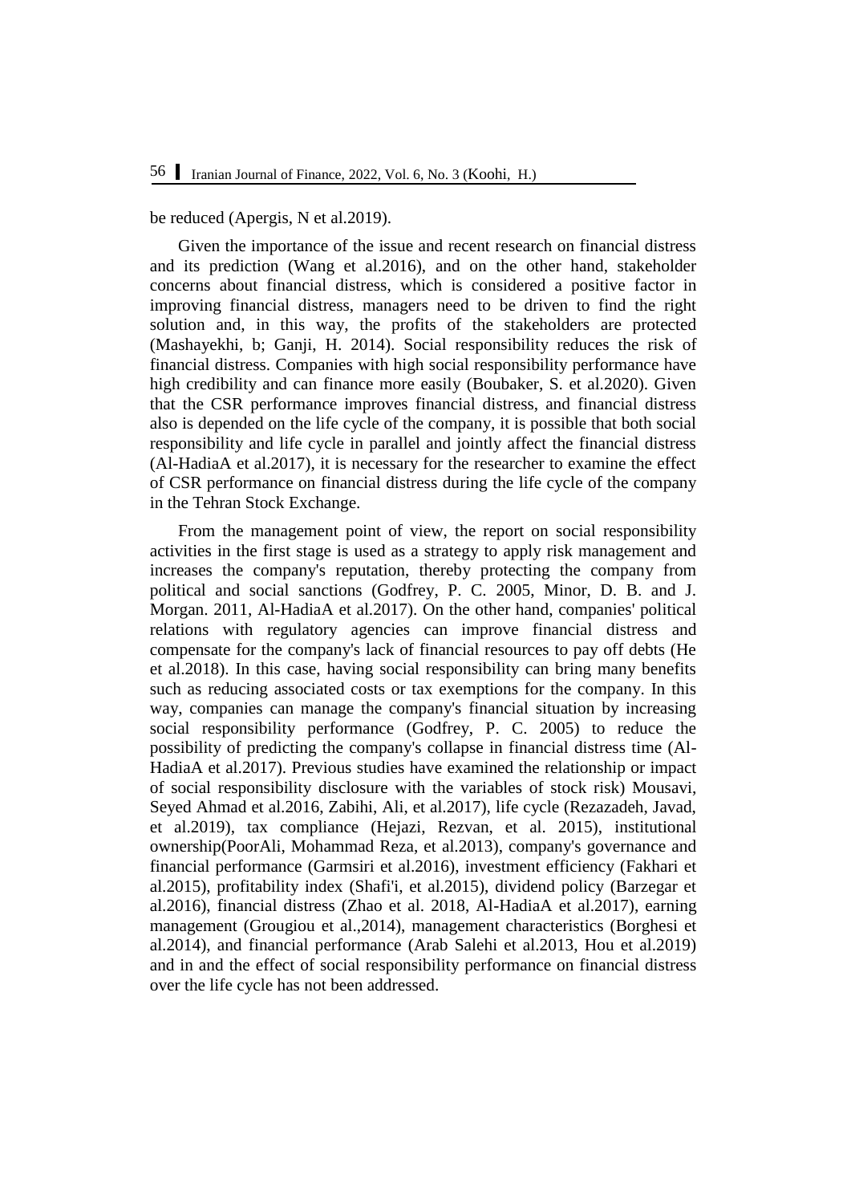be reduced (Apergis, N et al.2019).

Given the importance of the issue and recent research on financial distress and its prediction (Wang et al.2016), and on the other hand, stakeholder concerns about financial distress, which is considered a positive factor in improving financial distress, managers need to be driven to find the right solution and, in this way, the profits of the stakeholders are protected (Mashayekhi, b; Ganji, H. 2014). Social responsibility reduces the risk of financial distress. Companies with high social responsibility performance have high credibility and can finance more easily (Boubaker, S. et al.2020). Given that the CSR performance improves financial distress, and financial distress also is depended on the life cycle of the company, it is possible that both social responsibility and life cycle in parallel and jointly affect the financial distress (Al-HadiaA et al.2017), it is necessary for the researcher to examine the effect of CSR performance on financial distress during the life cycle of the company in the Tehran Stock Exchange.

From the management point of view, the report on social responsibility activities in the first stage is used as a strategy to apply risk management and increases the company's reputation, thereby protecting the company from political and social sanctions (Godfrey, P. C. 2005, Minor, D. B. and J. Morgan. 2011, Al-HadiaA et al.2017). On the other hand, companies' political relations with regulatory agencies can improve financial distress and compensate for the company's lack of financial resources to pay off debts (He et al.2018). In this case, having social responsibility can bring many benefits such as reducing associated costs or tax exemptions for the company. In this way, companies can manage the company's financial situation by increasing social responsibility performance (Godfrey, P. C. 2005) to reduce the possibility of predicting the company's collapse in financial distress time (Al-HadiaA et al.2017). Previous studies have examined the relationship or impact of social responsibility disclosure with the variables of stock risk) Mousavi, Seyed Ahmad et al.2016, Zabihi, Ali, et al.2017), life cycle (Rezazadeh, Javad, et al.2019), tax compliance (Hejazi, Rezvan, et al. 2015), institutional ownership(PoorAli, Mohammad Reza, et al.2013), company's governance and financial performance (Garmsiri et al.2016), investment efficiency (Fakhari et al.2015), profitability index (Shafi'i, et al.2015), dividend policy (Barzegar et al.2016), financial distress (Zhao et al. 2018, Al-HadiaA et al.2017), earning management (Grougiou et al.,2014), management characteristics (Borghesi et al.2014), and financial performance (Arab Salehi et al.2013, Hou et al.2019) and in and the effect of social responsibility performance on financial distress over the life cycle has not been addressed.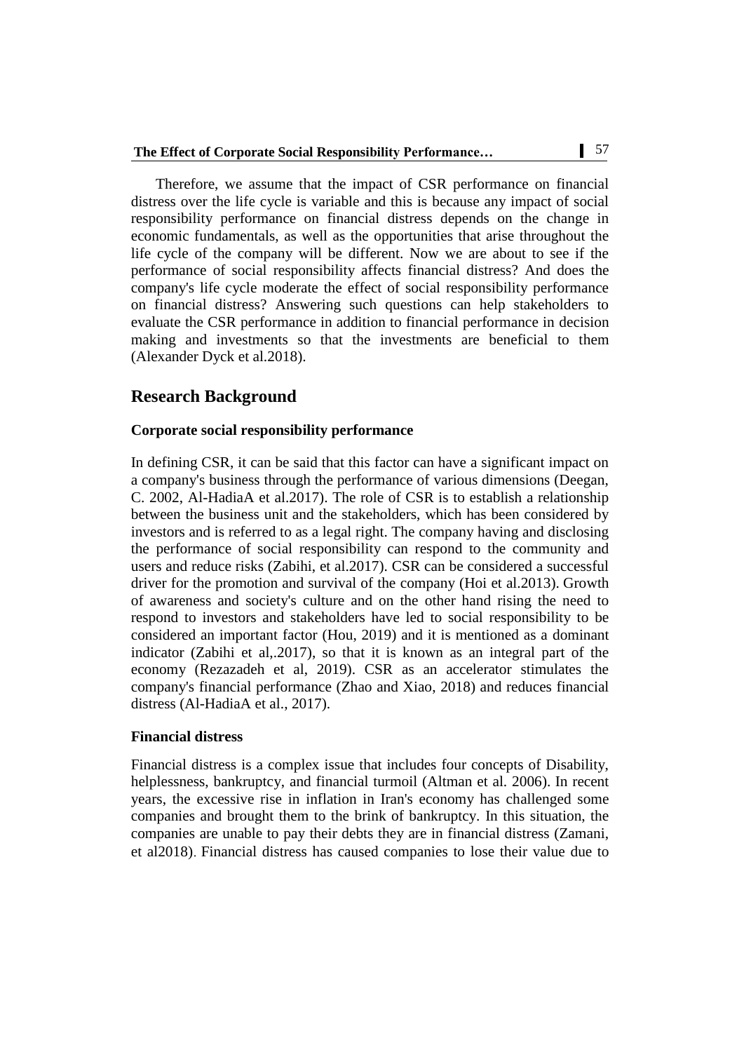Therefore, we assume that the impact of CSR performance on financial distress over the life cycle is variable and this is because any impact of social responsibility performance on financial distress depends on the change in economic fundamentals, as well as the opportunities that arise throughout the life cycle of the company will be different. Now we are about to see if the performance of social responsibility affects financial distress? And does the company's life cycle moderate the effect of social responsibility performance on financial distress? Answering such questions can help stakeholders to evaluate the CSR performance in addition to financial performance in decision making and investments so that the investments are beneficial to them (Alexander Dyck et al.2018).

## Research Background

### Corporate social responsibility performance

In defining CSR, it can be said that this factor can have a significant impact on a company's business through the performance of various dimensions (Deegan, C. 2002, Al-HadiaA et al.2017). The role of CSR is to establish a relationship between the business unit and the stakeholders, which has been considered by investors and is referred to as a legal right. The company having and disclosing the performance of social responsibility can respond to the community and users and reduce risks (Zabihi, et al.2017). CSR can be considered a successful driver for the promotion and survival of the company (Hoi et al.2013). Growth of awareness and society's culture and on the other hand rising the need to respond to investors and stakeholders have led to social responsibility to be considered an important factor (Hou, 2019) and it is mentioned as a dominant indicator (Zabihi et al,.2017), so that it is known as an integral part of the economy (Rezazadeh et al, 2019). CSR as an accelerator stimulates the company's financial performance (Zhao and Xiao, 2018) and reduces financial distress (Al-HadiaA et al., 2017).

### Financial distress

Financial distress is a complex issue that includes four concepts of Disability, helplessness, bankruptcy, and financial turmoil (Altman et al. 2006). In recent years, the excessive rise in inflation in Iran's economy has challenged some companies and brought them to the brink of bankruptcy. In this situation, the companies are unable to pay their debts they are in financial distress (Zamani, et al2018). Financial distress has caused companies to lose their value due to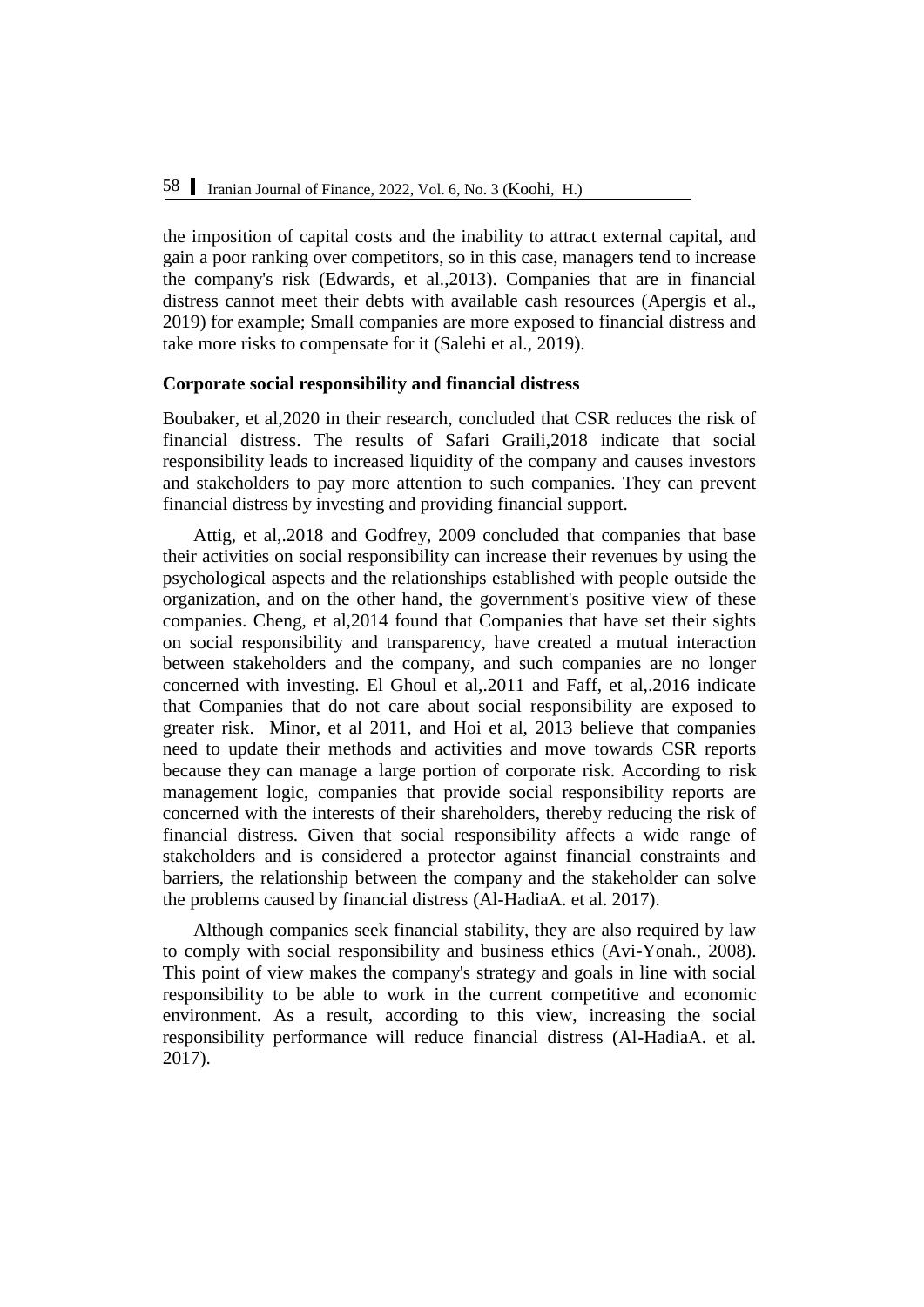the imposition of capital costs and the inability to attract external capital, and gain a poor ranking over competitors, so in this case, managers tend to increase the company's risk (Edwards, et al.,2013). Companies that are in financial distress cannot meet their debts with available cash resources (Apergis et al., 2019) for example; Small companies are more exposed to financial distress and take more risks to compensate for it (Salehi et al., 2019).

**Corporate social responsibility and financial distress**

Boubaker, et al,2020 in their research, concluded that CSR reduces the risk of financial distress. The results of Safari Graili,2018 indicate that social responsibility leads to increased liquidity of the company and causes investors and stakeholders to pay more attention to such companies. They can prevent financial distress by investing and providing financial support.

Attig, et al,.2018 and Godfrey, 2009 concluded that companies that base their activities on social responsibility can increase their revenues by using the psychological aspects and the relationships established with people outside the organization, and on the other hand, the government's positive view of these companies. Cheng, et al,2014 found that Companies that have set their sights on social responsibility and transparency, have created a mutual interaction between stakeholders and the company, and such companies are no longer concerned with investing. El Ghoul et al,.2011 and Faff, et al,.2016 indicate that Companies that do not care about social responsibility are exposed to greater risk. Minor, et al 2011, and Hoi et al, 2013 believe that companies need to update their methods and activities and move towards CSR reports because they can manage a large portion of corporate risk. According to risk management logic, companies that provide social responsibility reports are concerned with the interests of their shareholders, thereby reducing the risk of financial distress. Given that social responsibility affects a wide range of stakeholders and is considered a protector against financial constraints and barriers, the relationship between the company and the stakeholder can solve the problems caused by financial distress (Al-HadiaA. et al. 2017).

Although companies seek financial stability, they are also required by law to comply with social responsibility and business ethics (Avi-Yonah., 2008). This point of view makes the company's strategy and goals in line with social responsibility to be able to work in the current competitive and economic environment. As a result, according to this view, increasing the social responsibility performance will reduce financial distress (Al-HadiaA. et al. 2017).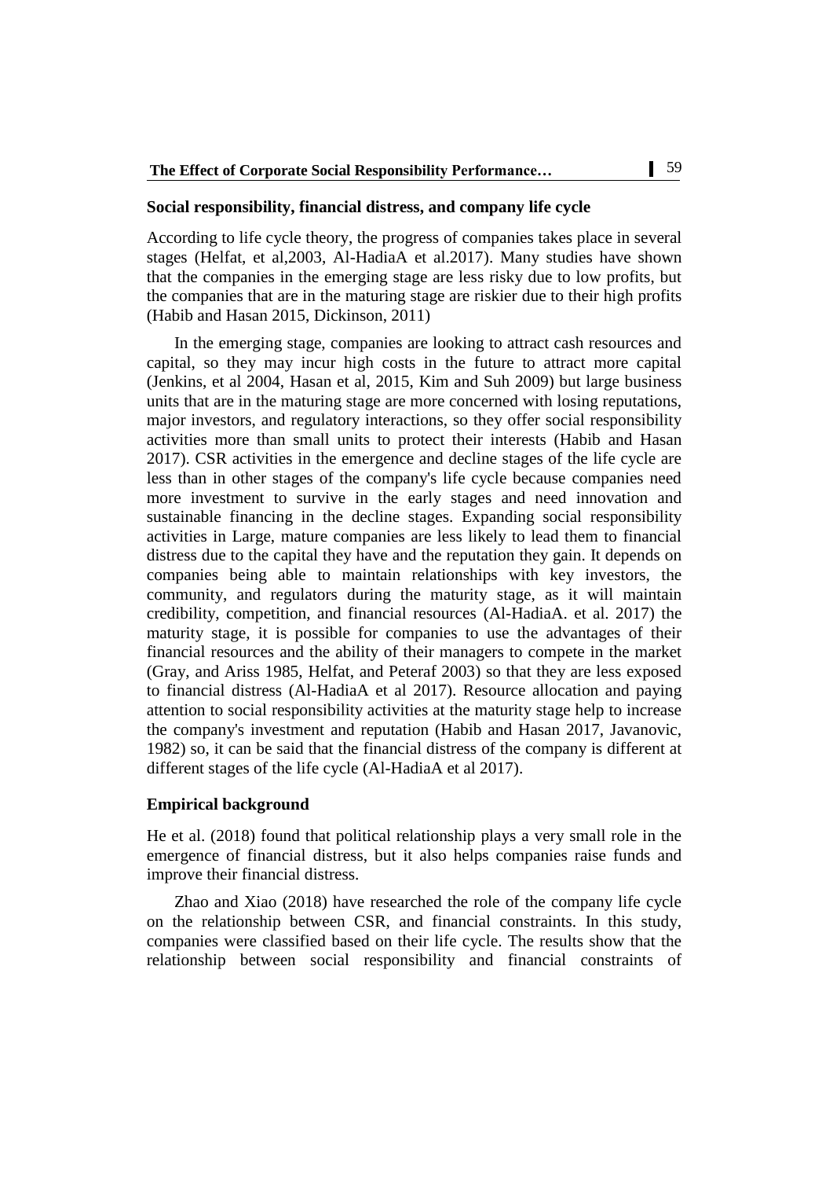### Social responsibility, financial distress, and company life cycle

According to life cycle theory, the progress of companies takes place in several stages (Helfat, et al,2003, Al-HadiaA et al.2017). Many studies have shown that the companies in the emerging stage are less risky due to low profits, but the companies that are in the maturing stage are riskier due to their high profits (Habib and Hasan 2015, Dickinson, 2011)

In the emerging stage, companies are looking to attract cash resources and capital, so they may incur high costs in the future to attract more capital (Jenkins, et al 2004, Hasan et al, 2015, Kim and Suh 2009) but large business units that are in the maturing stage are more concerned with losing reputations, major investors, and regulatory interactions, so they offer social responsibility activities more than small units to protect their interests (Habib and Hasan 2017). CSR activities in the emergence and decline stages of the life cycle are less than in other stages of the company's life cycle because companies need more investment to survive in the early stages and need innovation and sustainable financing in the decline stages. Expanding social responsibility activities in Large, mature companies are less likely to lead them to financial distress due to the capital they have and the reputation they gain. It depends on companies being able to maintain relationships with key investors, the community, and regulators during the maturity stage, as it will maintain credibility, competition, and financial resources (Al-HadiaA. et al. 2017) the maturity stage, it is possible for companies to use the advantages of their financial resources and the ability of their managers to compete in the market (Gray, and Ariss 1985, Helfat, and Peteraf 2003) so that they are less exposed to financial distress (Al-HadiaA et al 2017). Resource allocation and paying attention to social responsibility activities at the maturity stage help to increase the company's investment and reputation (Habib and Hasan 2017, Javanovic, 1982) so, it can be said that the financial distress of the company is different at different stages of the life cycle (Al-HadiaA et al 2017).

### Empirical background

He et al. (2018) found that political relationship plays a very small role in the emergence of financial distress, but it also helps companies raise funds and improve their financial distress.

Zhao and Xiao (2018) have researched the role of the company life cycle on the relationship between CSR, and financial constraints. In this study, companies were classified based on their life cycle. The results show that the relationship between social responsibility and financial constraints of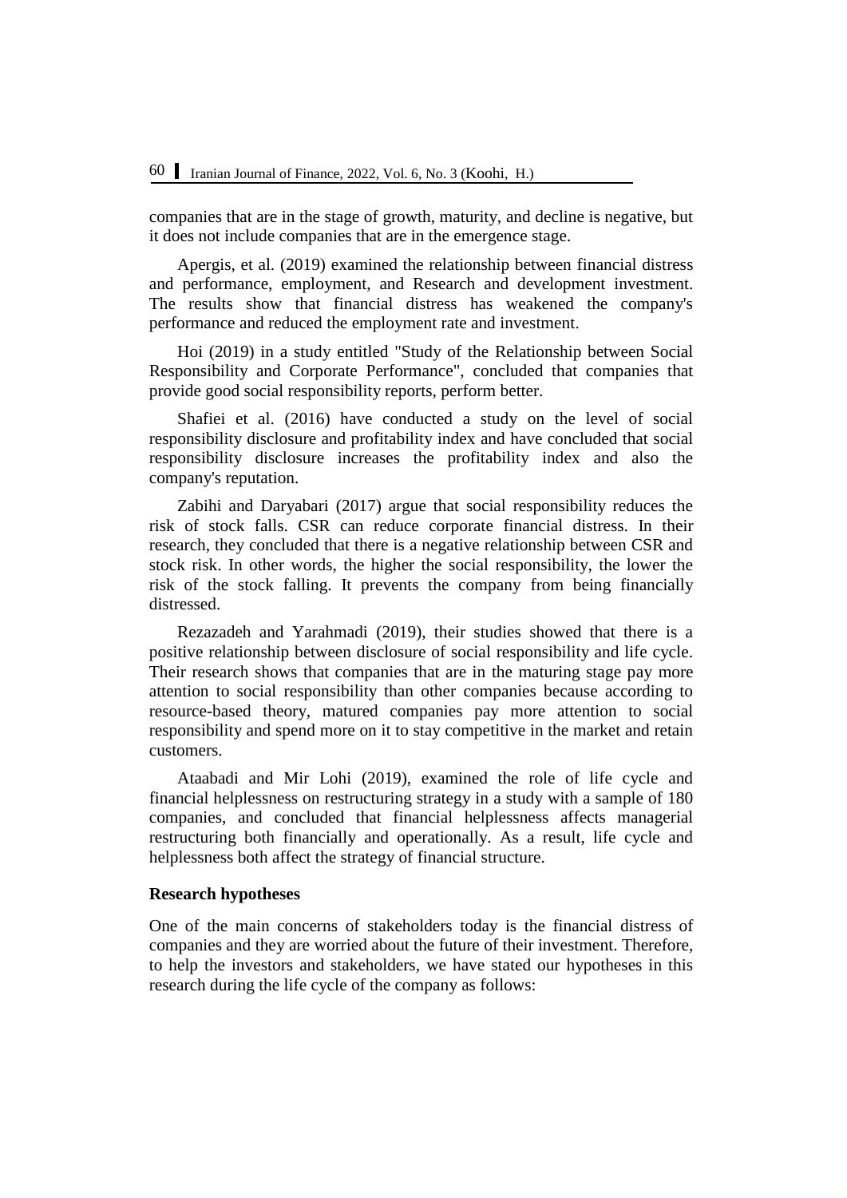companies that are in the stage of growth, maturity, and decline is negative, but it does not include companies that are in the emergence stage.

Apergis, et al. (2019) examined the relationship between financial distress and performance, employment, and Research and development investment. The results show that financial distress has weakened the company's performance and reduced the employment rate and investment.

Hoi (2019) in a study entitled "Study of the Relationship between Social Responsibility and Corporate Performance", concluded that companies that provide good social responsibility reports, perform better.

Shafiei et al. (2016) have conducted a study on the level of social responsibility disclosure and profitability index and have concluded that social responsibility disclosure increases the profitability index and also the company's reputation.

Zabihi and Daryabari (2017) argue that social responsibility reduces the risk of stock falls. CSR can reduce corporate financial distress. In their research, they concluded that there is a negative relationship between CSR and stock risk. In other words, the higher the social responsibility, the lower the risk of the stock falling. It prevents the company from being financially distressed.

Rezazadeh and Yarahmadi (2019), their studies showed that there is a positive relationship between disclosure of social responsibility and life cycle. Their research shows that companies that are in the maturing stage pay more attention to social responsibility than other companies because according to resource-based theory, matured companies pay more attention to social responsibility and spend more on it to stay competitive in the market and retain customers.

Ataabadi and Mir Lohi (2019), examined the role of life cycle and financial helplessness on restructuring strategy in a study with a sample of 180 companies, and concluded that financial helplessness affects managerial restructuring both financially and operationally. As a result, life cycle and helplessness both affect the strategy of financial structure.

## Research hypotheses

One of the main concerns of stakeholders today is the financial distress of companies and they are worried about the future of their investment. Therefore, to help the investors and stakeholders, we have stated our hypotheses in this research during the life cycle of the company as follows: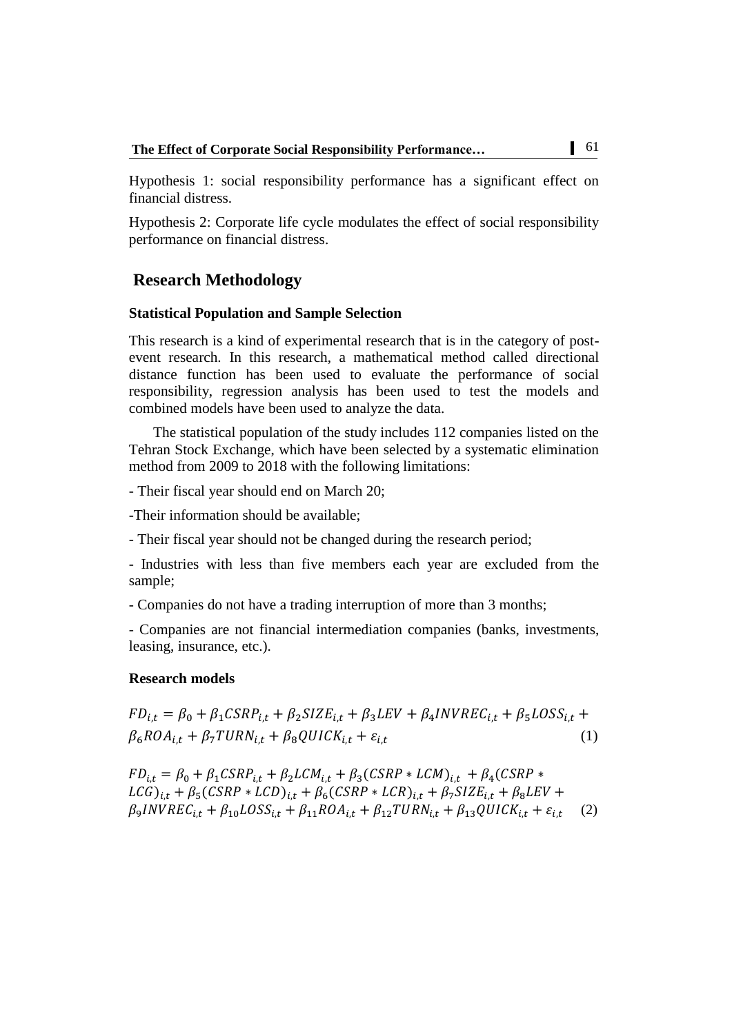Hypothesis 1: social responsibility performance has a significant effect on financial distress.

Hypothesis 2: Corporate life cycle modulates the effect of social responsibility performance on financial distress.

## Research Methodology

### Statistical Population and Sample Selection

This research is a kind of experimental research that is in the category of post-event research. In this research, a mathematical method called directional distance function has been used to evaluate the performance of social responsibility, regression analysis has been used to test the models and combined models have been used to analyze the data.

The statistical population of the study includes 112 companies listed on the Tehran Stock Exchange, which have been selected by a systematic elimination method from 2009 to 2018 with the following limitations:

- Their fiscal year should end on March 20;
- Their information should be available;
- Their fiscal year should not be changed during the research period;
- Industries with less than five members each year are excluded from the sample;
- Companies do not have a trading interruption of more than 3 months;
- Companies are not financial intermediation companies (banks, investments, leasing, insurance, etc.).

### Research models

$$FD_{i,t} = \beta_0 + \beta_1 CSRP_{i,t} + \beta_2 SIZE_{i,t} + \beta_3 LEV + \beta_4 INVREC_{i,t} + \beta_5 LOSS_{i,t} + \beta_6 ROA_{i,t} + \beta_7 TURN_{i,t} + \beta_8 QUICK_{i,t} + \varepsilon_{i,t} \quad (1)$$

$$FD_{i,t} = \beta_0 + \beta_1 CSRP_{i,t} + \beta_2 LCM_{i,t} + \beta_3 (CSRP * LCM)_{i,t} + \beta_4 (CSRP * LCG)_{i,t} + \beta_5 (CSRP * LCD)_{i,t} + \beta_6 (CSRP * LCR)_{i,t} + \beta_7 SIZE_{i,t} + \beta_8 LEV + \beta_9 INVREC_{i,t} + \beta_{10} LOSS_{i,t} + \beta_{11} ROA_{i,t} + \beta_{12} TURN_{i,t} + \beta_{13} QUICK_{i,t} + \varepsilon_{i,t} \quad (2)$$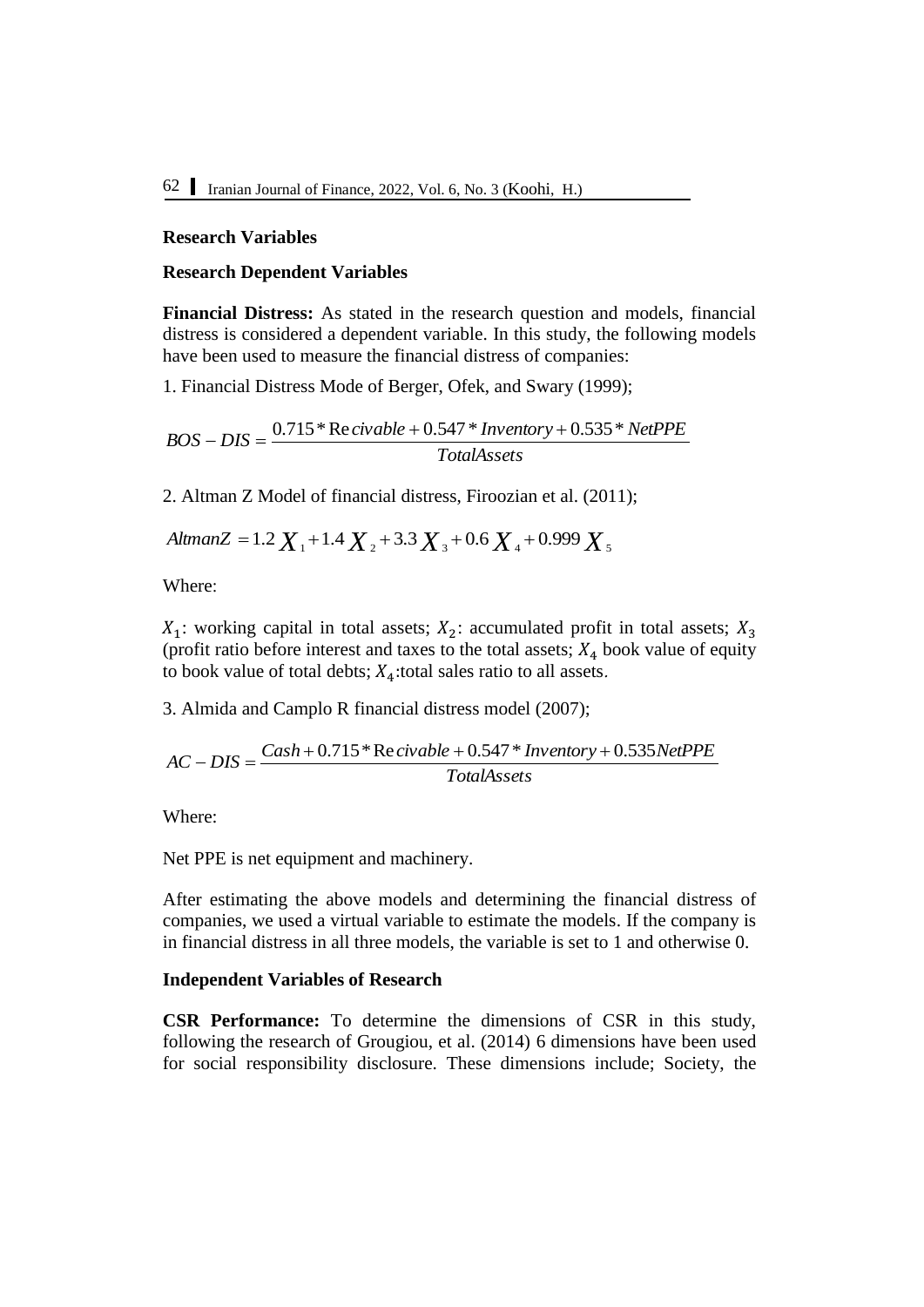### Research Variables

### Research Dependent Variables

**Financial Distress:** As stated in the research question and models, financial distress is considered a dependent variable. In this study, the following models have been used to measure the financial distress of companies:

1. Financial Distress Mode of Berger, Ofek, and Swary (1999);

$$BOS-DIS=\frac{0.715*\mathrm{Re}\,civable+0.547*Inventory+0.535*NetPPE}{TotalAssets}$$

2. Altman Z Model of financial distress, Firoozian et al. (2011);

$$AltmanZ=1.2\,X_1+1.4\,X_2+3.3\,X_3+0.6\,X_4+0.999\,X_5$$

Where:

$X_1$: working capital in total assets; $X_2$: accumulated profit in total assets; $X_3$ (profit ratio before interest and taxes to the total assets; $X_4$ book value of equity to book value of total debts; $X_4$:total sales ratio to all assets.

3. Almida and Camplo R financial distress model (2007);

$$AC-DIS=\frac{Cash+0.715*\mathrm{Re}\,civable+0.547*Inventory+0.535NetPPE}{TotalAssets}$$

Where:

Net PPE is net equipment and machinery.

After estimating the above models and determining the financial distress of companies, we used a virtual variable to estimate the models. If the company is in financial distress in all three models, the variable is set to 1 and otherwise 0.

### Independent Variables of Research

**CSR Performance:** To determine the dimensions of CSR in this study, following the research of Grougiou, et al. (2014) 6 dimensions have been used for social responsibility disclosure. These dimensions include; Society, the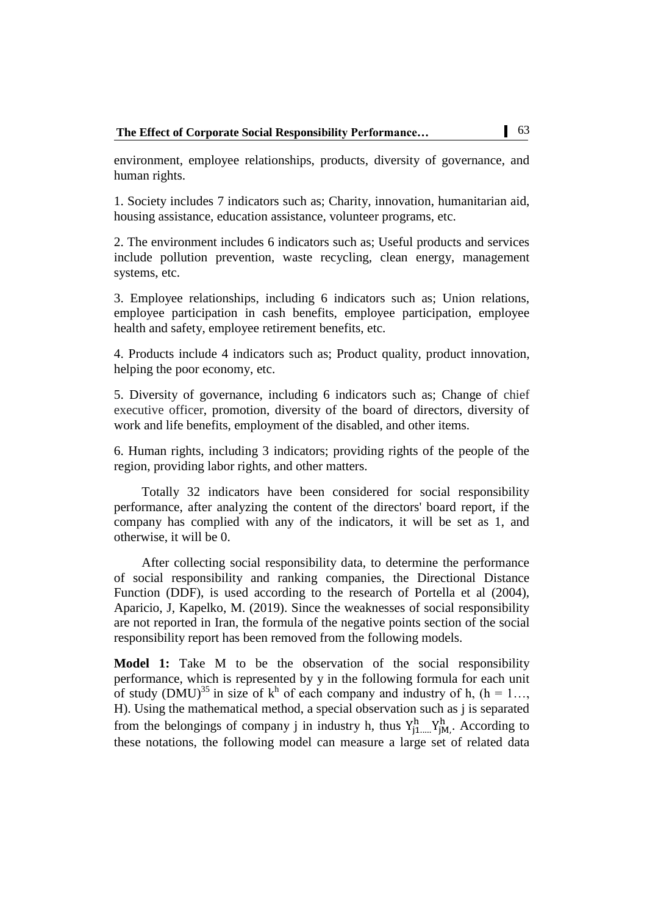environment, employee relationships, products, diversity of governance, and human rights.

1. Society includes 7 indicators such as; Charity, innovation, humanitarian aid, housing assistance, education assistance, volunteer programs, etc.

2. The environment includes 6 indicators such as; Useful products and services include pollution prevention, waste recycling, clean energy, management systems, etc.

3. Employee relationships, including 6 indicators such as; Union relations, employee participation in cash benefits, employee participation, employee health and safety, employee retirement benefits, etc.

4. Products include 4 indicators such as; Product quality, product innovation, helping the poor economy, etc.

5. Diversity of governance, including 6 indicators such as; Change of chief executive officer, promotion, diversity of the board of directors, diversity of work and life benefits, employment of the disabled, and other items.

6. Human rights, including 3 indicators; providing rights of the people of the region, providing labor rights, and other matters.

Totally 32 indicators have been considered for social responsibility performance, after analyzing the content of the directors' board report, if the company has complied with any of the indicators, it will be set as 1, and otherwise, it will be 0.

After collecting social responsibility data, to determine the performance of social responsibility and ranking companies, the Directional Distance Function (DDF), is used according to the research of Portella et al (2004), Aparicio, J, Kapelko, M. (2019). Since the weaknesses of social responsibility are not reported in Iran, the formula of the negative points section of the social responsibility report has been removed from the following models.

**Model 1:** Take M to be the observation of the social responsibility performance, which is represented by y in the following formula for each unit of study (DMU)[35] in size of $k^h$ of each company and industry of h, ($h = 1\ldots$, H). Using the mathematical method, a special observation such as j is separated from the belongings of company j in industry h, thus $Y^h_{j1\ldots\ldots}Y^h_{jM,}$. According to these notations, the following model can measure a large set of related data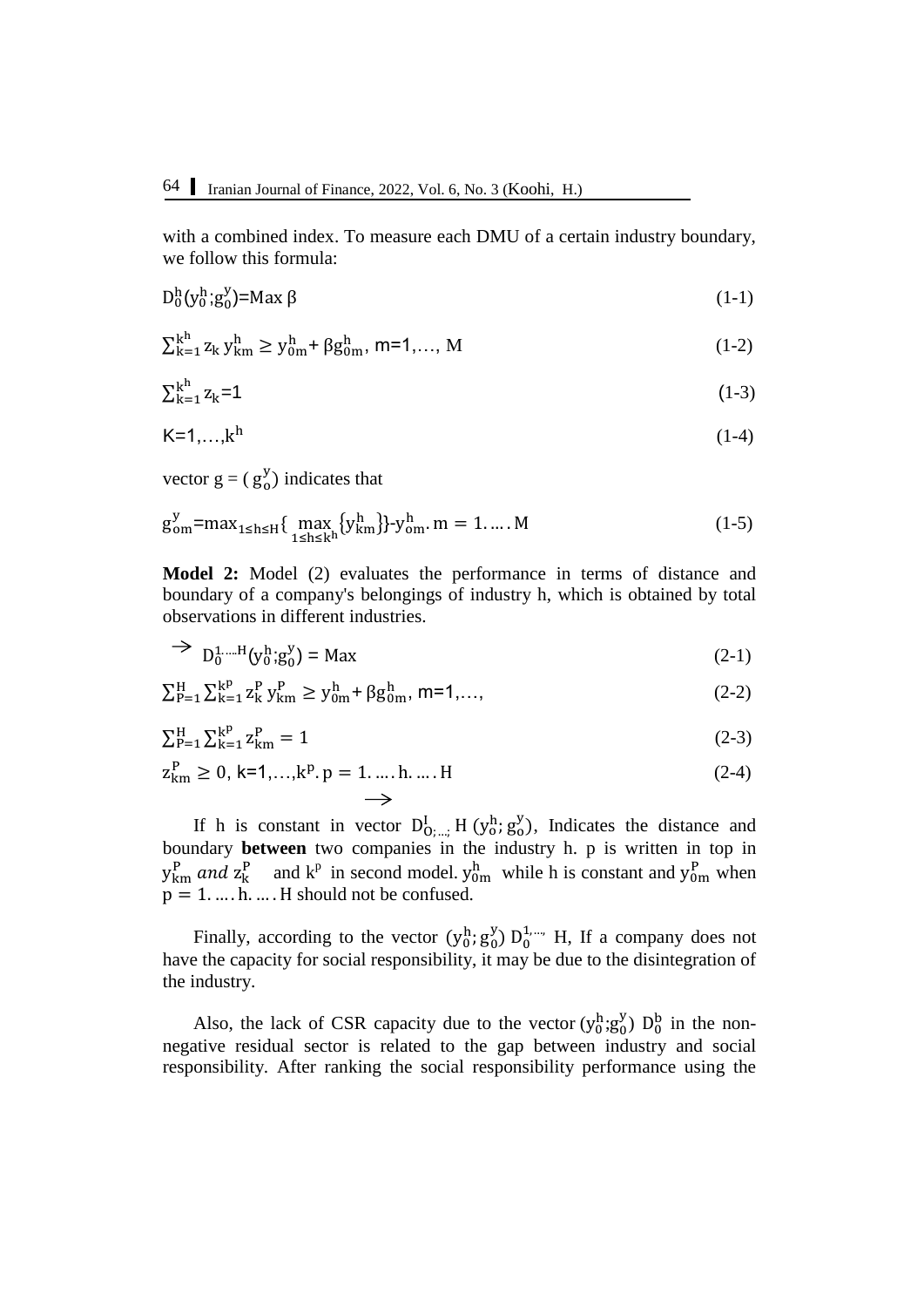with a combined index. To measure each DMU of a certain industry boundary, we follow this formula:

$$D_0^h(y_0^h;g_0^y)=\text{Max } \beta \tag{1-1}$$

$$\sum_{k=1}^{k^h} z_k\, y_{km}^h \geq y_{0m}^h + \beta g_{0m}^h,\ m=1,\ldots,M \tag{1-2}$$

$$\sum_{k=1}^{k^h} z_k=1 \tag{1-3}$$

$$K=1,\ldots,k^h \tag{1-4}$$

vector $g = (g_o^y)$ indicates that

$$g_{om}^y=\max_{1\leq h\leq H}\{\max_{1\leq h\leq k^h}\{y_{km}^h\}\}-y_{om}^h.\ m=1.\ldots.M \tag{1-5}$$

**Model 2:** Model (2) evaluates the performance in terms of distance and boundary of a company's belongings of industry h, which is obtained by total observations in different industries.

$$\vec{D}_0^{1,\ldots,H}(y_0^h;g_0^y) = \text{Max} \tag{2-1}$$

$$\sum_{P=1}^{H}\sum_{k=1}^{k^P} z_k^P\, y_{km}^P \geq y_{0m}^h + \beta g_{0m}^h,\ m=1,\ldots, \tag{2-2}$$

$$\sum_{P=1}^{H}\sum_{k=1}^{k^P} z_{km}^P = 1 \tag{2-3}$$

$$z_{km}^P \geq 0,\ k=1,\ldots,k^p.\ p=1.\ldots.h.\ldots.H \tag{2-4}$$

If h is constant in vector $\vec{D}_{O;\ldots;}^{I} H\,(y_o^h;g_o^y)$, Indicates the distance and boundary **between** two companies in the industry h. p is written in top in $y_{km}^P$ *and* $z_k^P$ and $k^p$ in second model. $y_{0m}^h$ while h is constant and $y_{0m}^P$ when $p=1.\ldots.h.\ldots.H$ should not be confused.

Finally, according to the vector $(y_0^h;g_0^y)\ D_0^{1,\ldots,}$ H, If a company does not have the capacity for social responsibility, it may be due to the disintegration of the industry.

Also, the lack of CSR capacity due to the vector $(y_0^h;g_0^y)\ D_0^b$ in the non-negative residual sector is related to the gap between industry and social responsibility. After ranking the social responsibility performance using the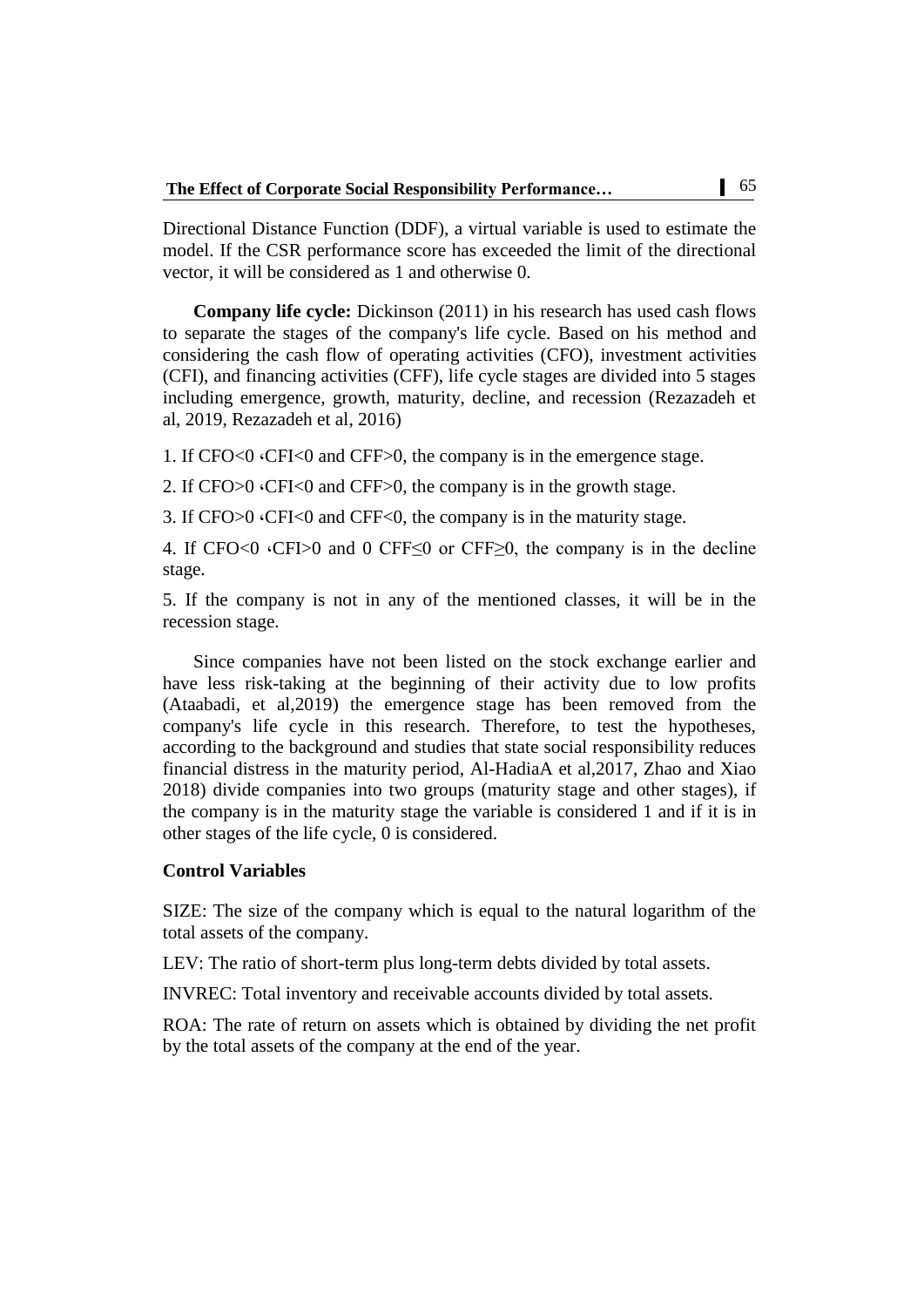Directional Distance Function (DDF), a virtual variable is used to estimate the model. If the CSR performance score has exceeded the limit of the directional vector, it will be considered as 1 and otherwise 0.

**Company life cycle:** Dickinson (2011) in his research has used cash flows to separate the stages of the company's life cycle. Based on his method and considering the cash flow of operating activities (CFO), investment activities (CFI), and financing activities (CFF), life cycle stages are divided into 5 stages including emergence, growth, maturity, decline, and recession (Rezazadeh et al, 2019, Rezazadeh et al, 2016)

1. If CFO<0 ،CFI<0 and CFF>0, the company is in the emergence stage.

2. If CFO>0 ،CFI<0 and CFF>0, the company is in the growth stage.

3. If CFO>0 ،CFI<0 and CFF<0, the company is in the maturity stage.

4. If CFO<0 ،CFI>0 and 0 CFF≤0 or CFF≥0, the company is in the decline stage.

5. If the company is not in any of the mentioned classes, it will be in the recession stage.

Since companies have not been listed on the stock exchange earlier and have less risk-taking at the beginning of their activity due to low profits (Ataabadi, et al,2019) the emergence stage has been removed from the company's life cycle in this research. Therefore, to test the hypotheses, according to the background and studies that state social responsibility reduces financial distress in the maturity period, Al-HadiaA et al,2017, Zhao and Xiao 2018) divide companies into two groups (maturity stage and other stages), if the company is in the maturity stage the variable is considered 1 and if it is in other stages of the life cycle, 0 is considered.

### Control Variables

SIZE: The size of the company which is equal to the natural logarithm of the total assets of the company.

LEV: The ratio of short-term plus long-term debts divided by total assets.

INVREC: Total inventory and receivable accounts divided by total assets.

ROA: The rate of return on assets which is obtained by dividing the net profit by the total assets of the company at the end of the year.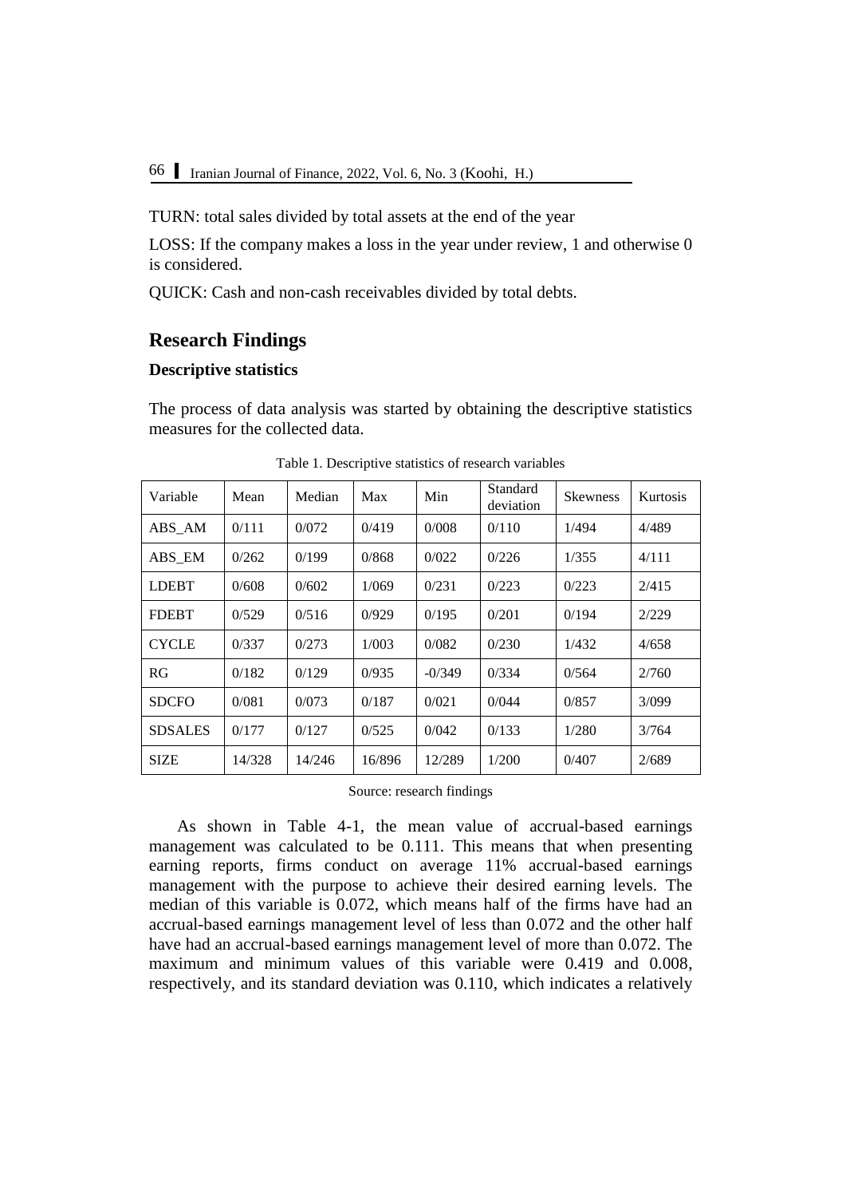TURN: total sales divided by total assets at the end of the year

LOSS: If the company makes a loss in the year under review, 1 and otherwise 0 is considered.

QUICK: Cash and non-cash receivables divided by total debts.

## Research Findings

### Descriptive statistics

The process of data analysis was started by obtaining the descriptive statistics measures for the collected data.

Table 1. Descriptive statistics of research variables

| Variable | Mean | Median | Max | Min | Standard deviation | Skewness | Kurtosis |
|---|---|---|---|---|---|---|---|
| ABS_AM | 0/111 | 0/072 | 0/419 | 0/008 | 0/110 | 1/494 | 4/489 |
| ABS_EM | 0/262 | 0/199 | 0/868 | 0/022 | 0/226 | 1/355 | 4/111 |
| LDEBT | 0/608 | 0/602 | 1/069 | 0/231 | 0/223 | 0/223 | 2/415 |
| FDEBT | 0/529 | 0/516 | 0/929 | 0/195 | 0/201 | 0/194 | 2/229 |
| CYCLE | 0/337 | 0/273 | 1/003 | 0/082 | 0/230 | 1/432 | 4/658 |
| RG | 0/182 | 0/129 | 0/935 | -0/349 | 0/334 | 0/564 | 2/760 |
| SDCFO | 0/081 | 0/073 | 0/187 | 0/021 | 0/044 | 0/857 | 3/099 |
| SDSALES | 0/177 | 0/127 | 0/525 | 0/042 | 0/133 | 1/280 | 3/764 |
| SIZE | 14/328 | 14/246 | 16/896 | 12/289 | 1/200 | 0/407 | 2/689 |

Source: research findings

As shown in Table 4-1, the mean value of accrual-based earnings management was calculated to be 0.111. This means that when presenting earning reports, firms conduct on average 11% accrual-based earnings management with the purpose to achieve their desired earning levels. The median of this variable is 0.072, which means half of the firms have had an accrual-based earnings management level of less than 0.072 and the other half have had an accrual-based earnings management level of more than 0.072. The maximum and minimum values of this variable were 0.419 and 0.008, respectively, and its standard deviation was 0.110, which indicates a relatively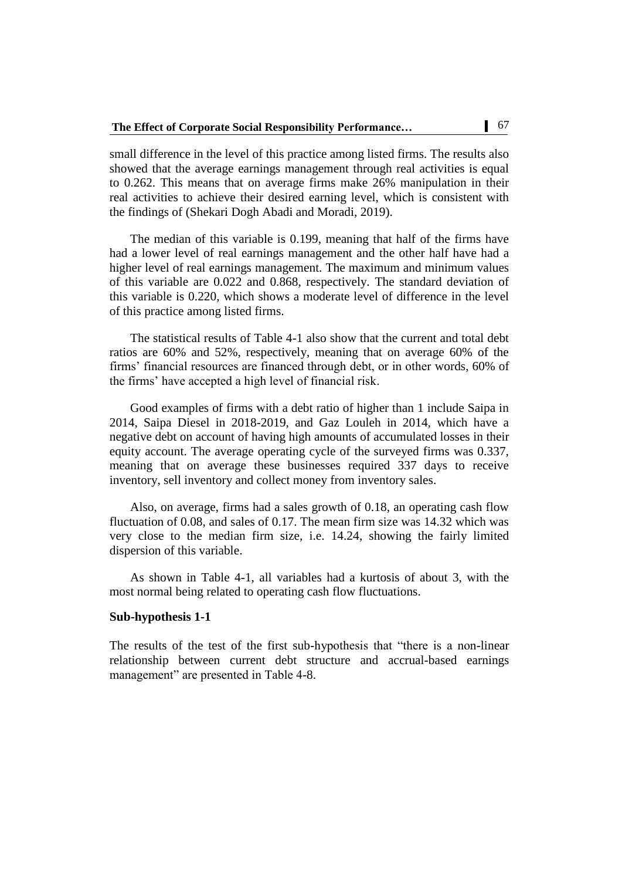small difference in the level of this practice among listed firms. The results also showed that the average earnings management through real activities is equal to 0.262. This means that on average firms make 26% manipulation in their real activities to achieve their desired earning level, which is consistent with the findings of (Shekari Dogh Abadi and Moradi, 2019).

The median of this variable is 0.199, meaning that half of the firms have had a lower level of real earnings management and the other half have had a higher level of real earnings management. The maximum and minimum values of this variable are 0.022 and 0.868, respectively. The standard deviation of this variable is 0.220, which shows a moderate level of difference in the level of this practice among listed firms.

The statistical results of Table 4-1 also show that the current and total debt ratios are 60% and 52%, respectively, meaning that on average 60% of the firms' financial resources are financed through debt, or in other words, 60% of the firms' have accepted a high level of financial risk.

Good examples of firms with a debt ratio of higher than 1 include Saipa in 2014, Saipa Diesel in 2018-2019, and Gaz Louleh in 2014, which have a negative debt on account of having high amounts of accumulated losses in their equity account. The average operating cycle of the surveyed firms was 0.337, meaning that on average these businesses required 337 days to receive inventory, sell inventory and collect money from inventory sales.

Also, on average, firms had a sales growth of 0.18, an operating cash flow fluctuation of 0.08, and sales of 0.17. The mean firm size was 14.32 which was very close to the median firm size, i.e. 14.24, showing the fairly limited dispersion of this variable.

As shown in Table 4-1, all variables had a kurtosis of about 3, with the most normal being related to operating cash flow fluctuations.

**Sub-hypothesis 1-1**

The results of the test of the first sub-hypothesis that "there is a non-linear relationship between current debt structure and accrual-based earnings management" are presented in Table 4-8.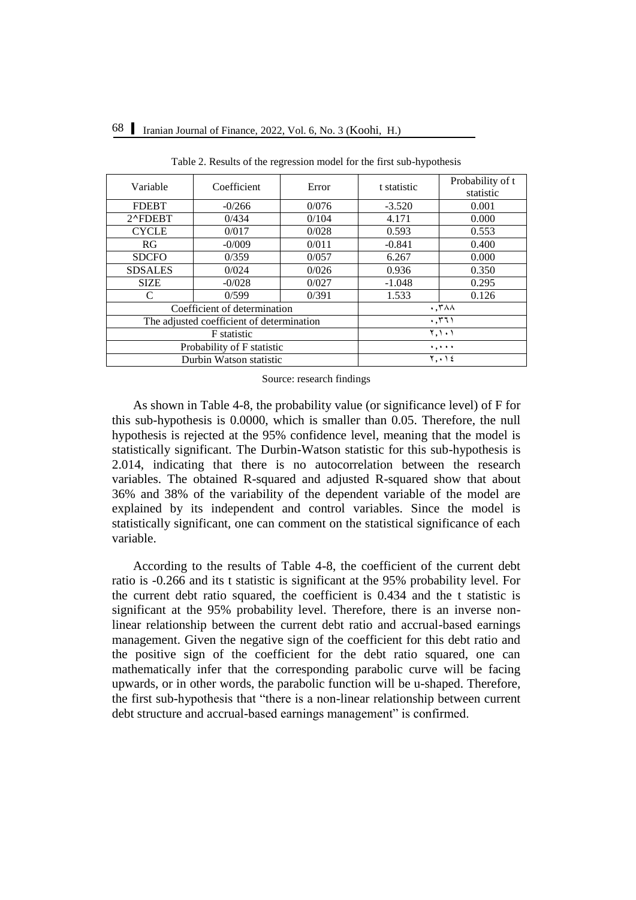Table 2. Results of the regression model for the first sub-hypothesis

| Variable | Coefficient | Error | t statistic | Probability of t statistic |
|---|---|---|---|---|
| FDEBT | -0/266 | 0/076 | -3.520 | 0.001 |
| 2^FDEBT | 0/434 | 0/104 | 4.171 | 0.000 |
| CYCLE | 0/017 | 0/028 | 0.593 | 0.553 |
| RG | -0/009 | 0/011 | -0.841 | 0.400 |
| SDCFO | 0/359 | 0/057 | 6.267 | 0.000 |
| SDSALES | 0/024 | 0/026 | 0.936 | 0.350 |
| SIZE | -0/028 | 0/027 | -1.048 | 0.295 |
| C | 0/599 | 0/391 | 1.533 | 0.126 |
| Coefficient of determination | | | ۰,۳۸۸ | |
| The adjusted coefficient of determination | | | ۰,۳٦۱ | |
| F statistic | | | ۲,۱۰۱ | |
| Probability of F statistic | | | ۰,۰۰۰ | |
| Durbin Watson statistic | | | ۲,۰۱٤ | |

Source: research findings

As shown in Table 4-8, the probability value (or significance level) of F for this sub-hypothesis is 0.0000, which is smaller than 0.05. Therefore, the null hypothesis is rejected at the 95% confidence level, meaning that the model is statistically significant. The Durbin-Watson statistic for this sub-hypothesis is 2.014, indicating that there is no autocorrelation between the research variables. The obtained R-squared and adjusted R-squared show that about 36% and 38% of the variability of the dependent variable of the model are explained by its independent and control variables. Since the model is statistically significant, one can comment on the statistical significance of each variable.

According to the results of Table 4-8, the coefficient of the current debt ratio is -0.266 and its t statistic is significant at the 95% probability level. For the current debt ratio squared, the coefficient is 0.434 and the t statistic is significant at the 95% probability level. Therefore, there is an inverse non-linear relationship between the current debt ratio and accrual-based earnings management. Given the negative sign of the coefficient for this debt ratio and the positive sign of the coefficient for the debt ratio squared, one can mathematically infer that the corresponding parabolic curve will be facing upwards, or in other words, the parabolic function will be u-shaped. Therefore, the first sub-hypothesis that "there is a non-linear relationship between current debt structure and accrual-based earnings management" is confirmed.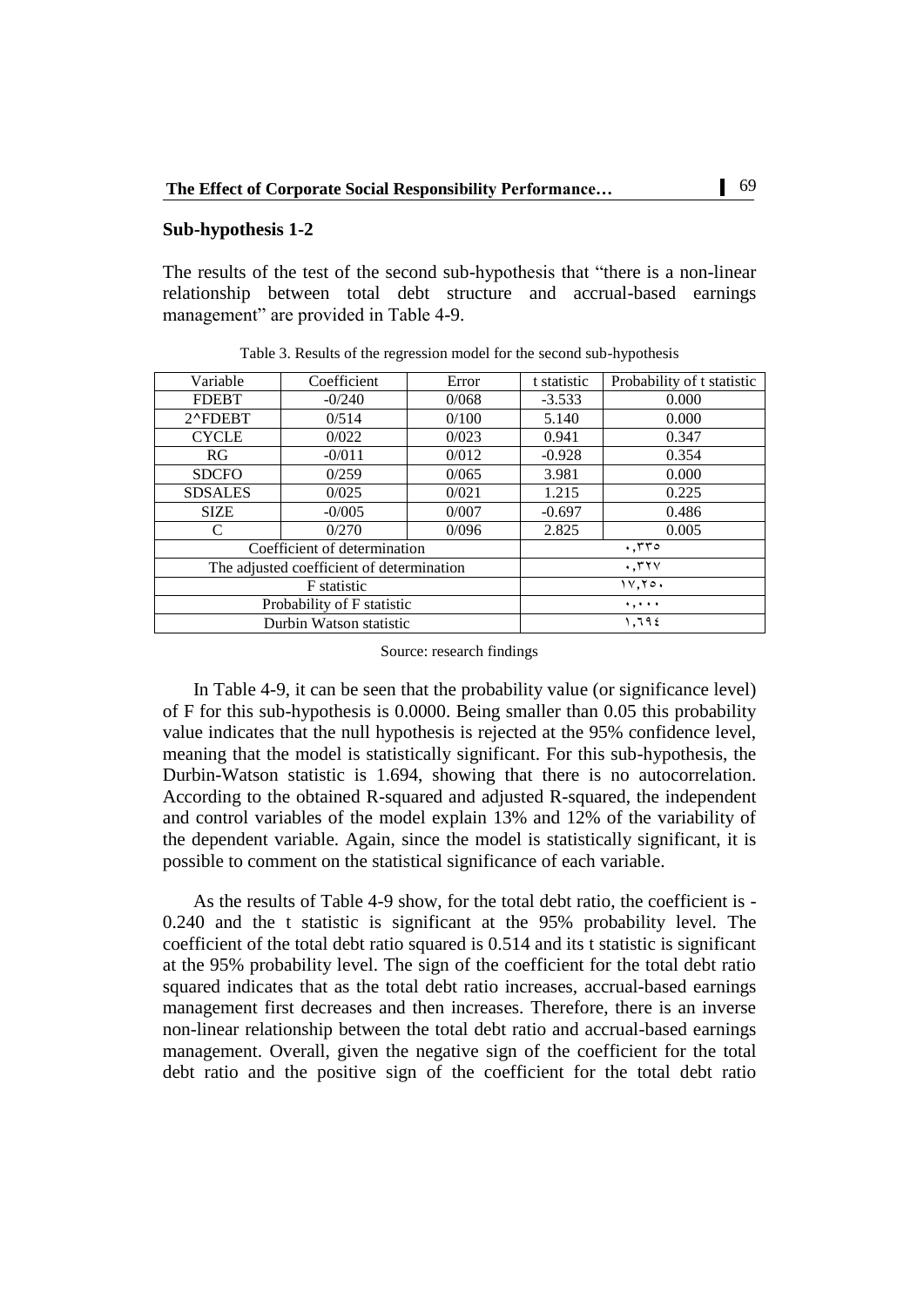### Sub-hypothesis 1-2

The results of the test of the second sub-hypothesis that "there is a non-linear relationship between total debt structure and accrual-based earnings management" are provided in Table 4-9.

Table 3. Results of the regression model for the second sub-hypothesis

| Variable | Coefficient | Error | t statistic | Probability of t statistic |
|---|---|---|---|---|
| FDEBT | -0/240 | 0/068 | -3.533 | 0.000 |
| 2^FDEBT | 0/514 | 0/100 | 5.140 | 0.000 |
| CYCLE | 0/022 | 0/023 | 0.941 | 0.347 |
| RG | -0/011 | 0/012 | -0.928 | 0.354 |
| SDCFO | 0/259 | 0/065 | 3.981 | 0.000 |
| SDSALES | 0/025 | 0/021 | 1.215 | 0.225 |
| SIZE | -0/005 | 0/007 | -0.697 | 0.486 |
| C | 0/270 | 0/096 | 2.825 | 0.005 |
| Coefficient of determination | | | ۰,۳۳۵ | |
| The adjusted coefficient of determination | | | ۰,۳۲۷ | |
| F statistic | | | ۱۷,۲۵۰ | |
| Probability of F statistic | | | ۰,۰۰۰ | |
| Durbin Watson statistic | | | ۱,٦۹٤ | |

Source: research findings

In Table 4-9, it can be seen that the probability value (or significance level) of F for this sub-hypothesis is 0.0000. Being smaller than 0.05 this probability value indicates that the null hypothesis is rejected at the 95% confidence level, meaning that the model is statistically significant. For this sub-hypothesis, the Durbin-Watson statistic is 1.694, showing that there is no autocorrelation. According to the obtained R-squared and adjusted R-squared, the independent and control variables of the model explain 13% and 12% of the variability of the dependent variable. Again, since the model is statistically significant, it is possible to comment on the statistical significance of each variable.

As the results of Table 4-9 show, for the total debt ratio, the coefficient is -0.240 and the t statistic is significant at the 95% probability level. The coefficient of the total debt ratio squared is 0.514 and its t statistic is significant at the 95% probability level. The sign of the coefficient for the total debt ratio squared indicates that as the total debt ratio increases, accrual-based earnings management first decreases and then increases. Therefore, there is an inverse non-linear relationship between the total debt ratio and accrual-based earnings management. Overall, given the negative sign of the coefficient for the total debt ratio and the positive sign of the coefficient for the total debt ratio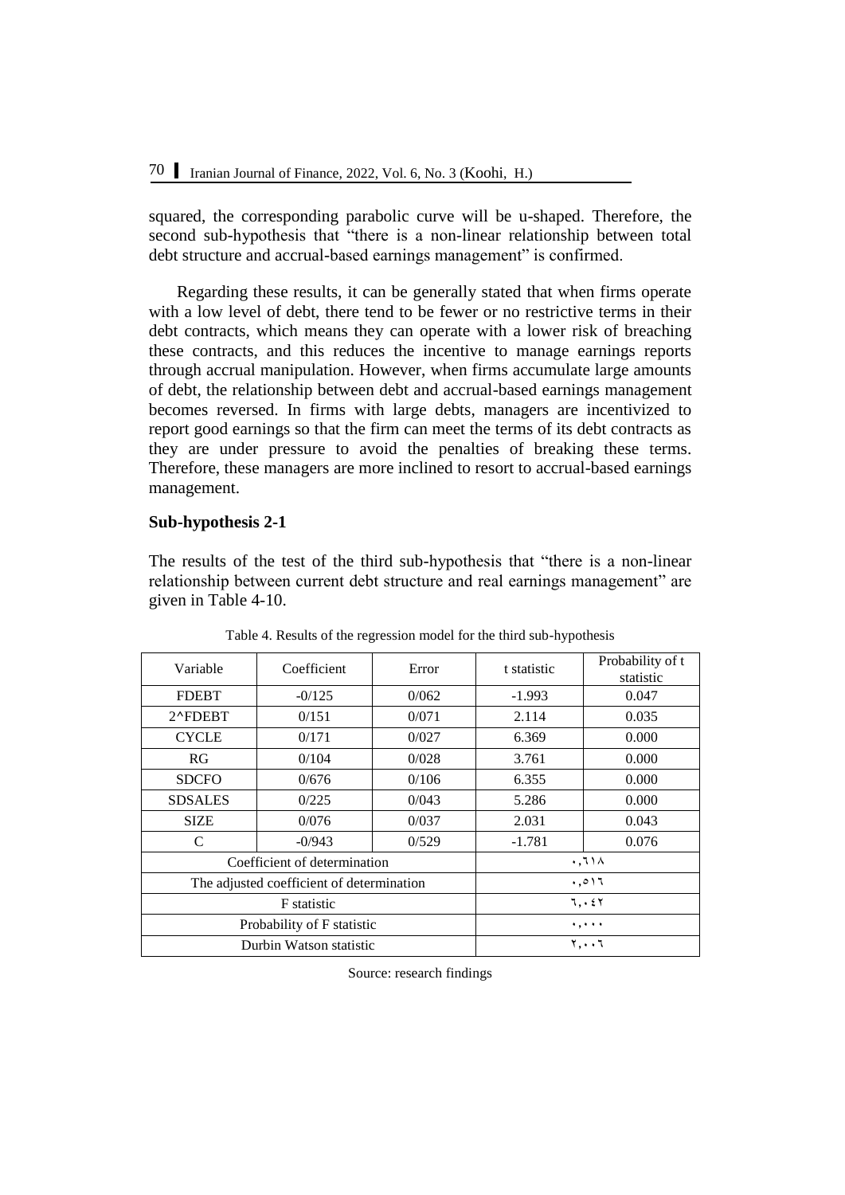squared, the corresponding parabolic curve will be u-shaped. Therefore, the second sub-hypothesis that "there is a non-linear relationship between total debt structure and accrual-based earnings management" is confirmed.

Regarding these results, it can be generally stated that when firms operate with a low level of debt, there tend to be fewer or no restrictive terms in their debt contracts, which means they can operate with a lower risk of breaching these contracts, and this reduces the incentive to manage earnings reports through accrual manipulation. However, when firms accumulate large amounts of debt, the relationship between debt and accrual-based earnings management becomes reversed. In firms with large debts, managers are incentivized to report good earnings so that the firm can meet the terms of its debt contracts as they are under pressure to avoid the penalties of breaking these terms. Therefore, these managers are more inclined to resort to accrual-based earnings management.

**Sub-hypothesis 2-1**

The results of the test of the third sub-hypothesis that "there is a non-linear relationship between current debt structure and real earnings management" are given in Table 4-10.

Table 4. Results of the regression model for the third sub-hypothesis

| Variable | Coefficient | Error | t statistic | Probability of t statistic |
|---|---|---|---|---|
| FDEBT | -0/125 | 0/062 | -1.993 | 0.047 |
| 2^FDEBT | 0/151 | 0/071 | 2.114 | 0.035 |
| CYCLE | 0/171 | 0/027 | 6.369 | 0.000 |
| RG | 0/104 | 0/028 | 3.761 | 0.000 |
| SDCFO | 0/676 | 0/106 | 6.355 | 0.000 |
| SDSALES | 0/225 | 0/043 | 5.286 | 0.000 |
| SIZE | 0/076 | 0/037 | 2.031 | 0.043 |
| C | -0/943 | 0/529 | -1.781 | 0.076 |
| Coefficient of determination | | | ۰,٦١٨ | |
| The adjusted coefficient of determination | | | ۰,٥١٦ | |
| F statistic | | | ٦,۰٤٢ | |
| Probability of F statistic | | | ۰,۰۰۰ | |
| Durbin Watson statistic | | | ٢,۰۰٦ | |

Source: research findings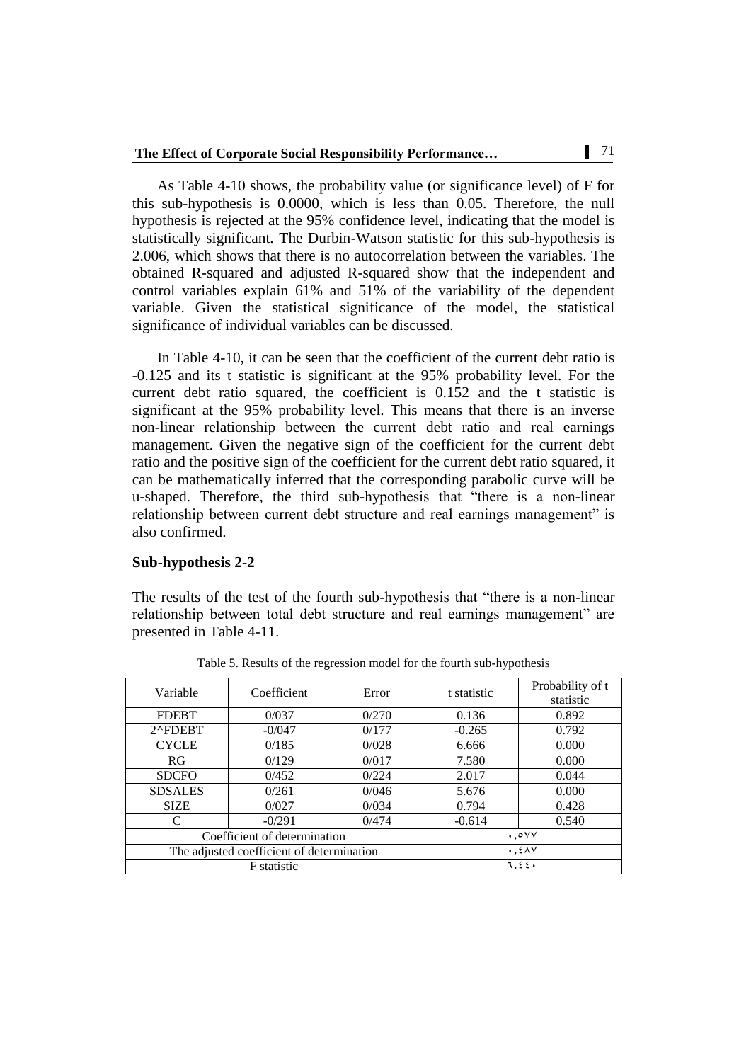As Table 4-10 shows, the probability value (or significance level) of F for this sub-hypothesis is 0.0000, which is less than 0.05. Therefore, the null hypothesis is rejected at the 95% confidence level, indicating that the model is statistically significant. The Durbin-Watson statistic for this sub-hypothesis is 2.006, which shows that there is no autocorrelation between the variables. The obtained R-squared and adjusted R-squared show that the independent and control variables explain 61% and 51% of the variability of the dependent variable. Given the statistical significance of the model, the statistical significance of individual variables can be discussed.

In Table 4-10, it can be seen that the coefficient of the current debt ratio is -0.125 and its t statistic is significant at the 95% probability level. For the current debt ratio squared, the coefficient is 0.152 and the t statistic is significant at the 95% probability level. This means that there is an inverse non-linear relationship between the current debt ratio and real earnings management. Given the negative sign of the coefficient for the current debt ratio and the positive sign of the coefficient for the current debt ratio squared, it can be mathematically inferred that the corresponding parabolic curve will be u-shaped. Therefore, the third sub-hypothesis that "there is a non-linear relationship between current debt structure and real earnings management" is also confirmed.

### Sub-hypothesis 2-2

The results of the test of the fourth sub-hypothesis that "there is a non-linear relationship between total debt structure and real earnings management" are presented in Table 4-11.

Table 5. Results of the regression model for the fourth sub-hypothesis

| Variable | Coefficient | Error | t statistic | Probability of t statistic |
|---|---|---|---|---|
| FDEBT | 0/037 | 0/270 | 0.136 | 0.892 |
| 2^FDEBT | -0/047 | 0/177 | -0.265 | 0.792 |
| CYCLE | 0/185 | 0/028 | 6.666 | 0.000 |
| RG | 0/129 | 0/017 | 7.580 | 0.000 |
| SDCFO | 0/452 | 0/224 | 2.017 | 0.044 |
| SDSALES | 0/261 | 0/046 | 5.676 | 0.000 |
| SIZE | 0/027 | 0/034 | 0.794 | 0.428 |
| C | -0/291 | 0/474 | -0.614 | 0.540 |
| Coefficient of determination | | | ۰,۵۷۷ | |
| The adjusted coefficient of determination | | | ۰,۴۸۷ | |
| F statistic | | | ۶,۴۴۰ | |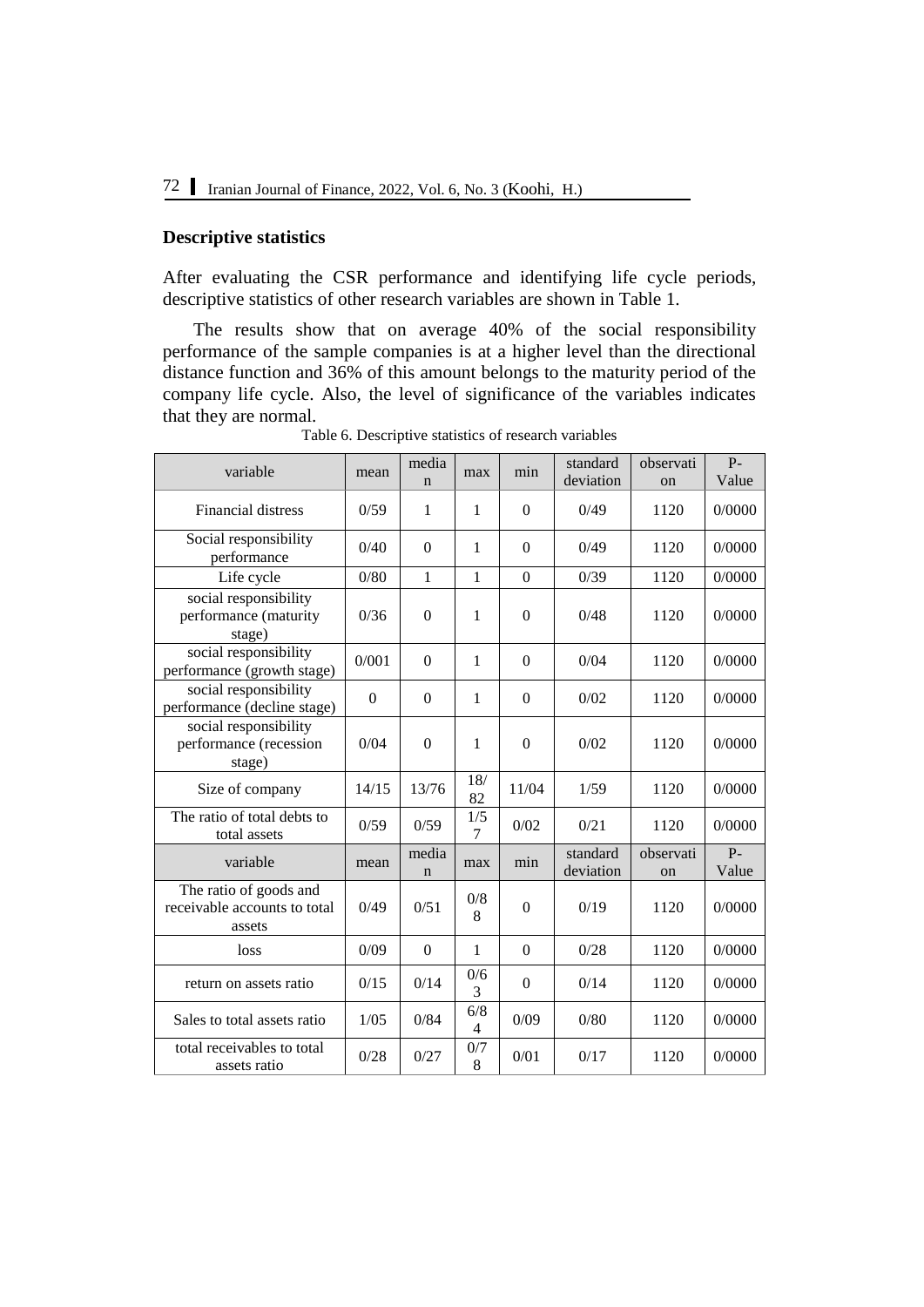## Descriptive statistics

After evaluating the CSR performance and identifying life cycle periods, descriptive statistics of other research variables are shown in Table 1.

The results show that on average 40% of the social responsibility performance of the sample companies is at a higher level than the directional distance function and 36% of this amount belongs to the maturity period of the company life cycle. Also, the level of significance of the variables indicates that they are normal.

Table 6. Descriptive statistics of research variables

| variable | mean | median | max | min | standard deviation | observation | P-Value |
|---|---|---|---|---|---|---|---|
| Financial distress | 0/59 | 1 | 1 | 0 | 0/49 | 1120 | 0/0000 |
| Social responsibility performance | 0/40 | 0 | 1 | 0 | 0/49 | 1120 | 0/0000 |
| Life cycle | 0/80 | 1 | 1 | 0 | 0/39 | 1120 | 0/0000 |
| social responsibility performance (maturity stage) | 0/36 | 0 | 1 | 0 | 0/48 | 1120 | 0/0000 |
| social responsibility performance (growth stage) | 0/001 | 0 | 1 | 0 | 0/04 | 1120 | 0/0000 |
| social responsibility performance (decline stage) | 0 | 0 | 1 | 0 | 0/02 | 1120 | 0/0000 |
| social responsibility performance (recession stage) | 0/04 | 0 | 1 | 0 | 0/02 | 1120 | 0/0000 |
| Size of company | 14/15 | 13/76 | 18/82 | 11/04 | 1/59 | 1120 | 0/0000 |
| The ratio of total debts to total assets | 0/59 | 0/59 | 1/57 | 0/02 | 0/21 | 1120 | 0/0000 |
| variable | mean | median | max | min | standard deviation | observation | P-Value |
| The ratio of goods and receivable accounts to total assets | 0/49 | 0/51 | 0/88 | 0 | 0/19 | 1120 | 0/0000 |
| loss | 0/09 | 0 | 1 | 0 | 0/28 | 1120 | 0/0000 |
| return on assets ratio | 0/15 | 0/14 | 0/63 | 0 | 0/14 | 1120 | 0/0000 |
| Sales to total assets ratio | 1/05 | 0/84 | 6/84 | 0/09 | 0/80 | 1120 | 0/0000 |
| total receivables to total assets ratio | 0/28 | 0/27 | 0/78 | 0/01 | 0/17 | 1120 | 0/0000 |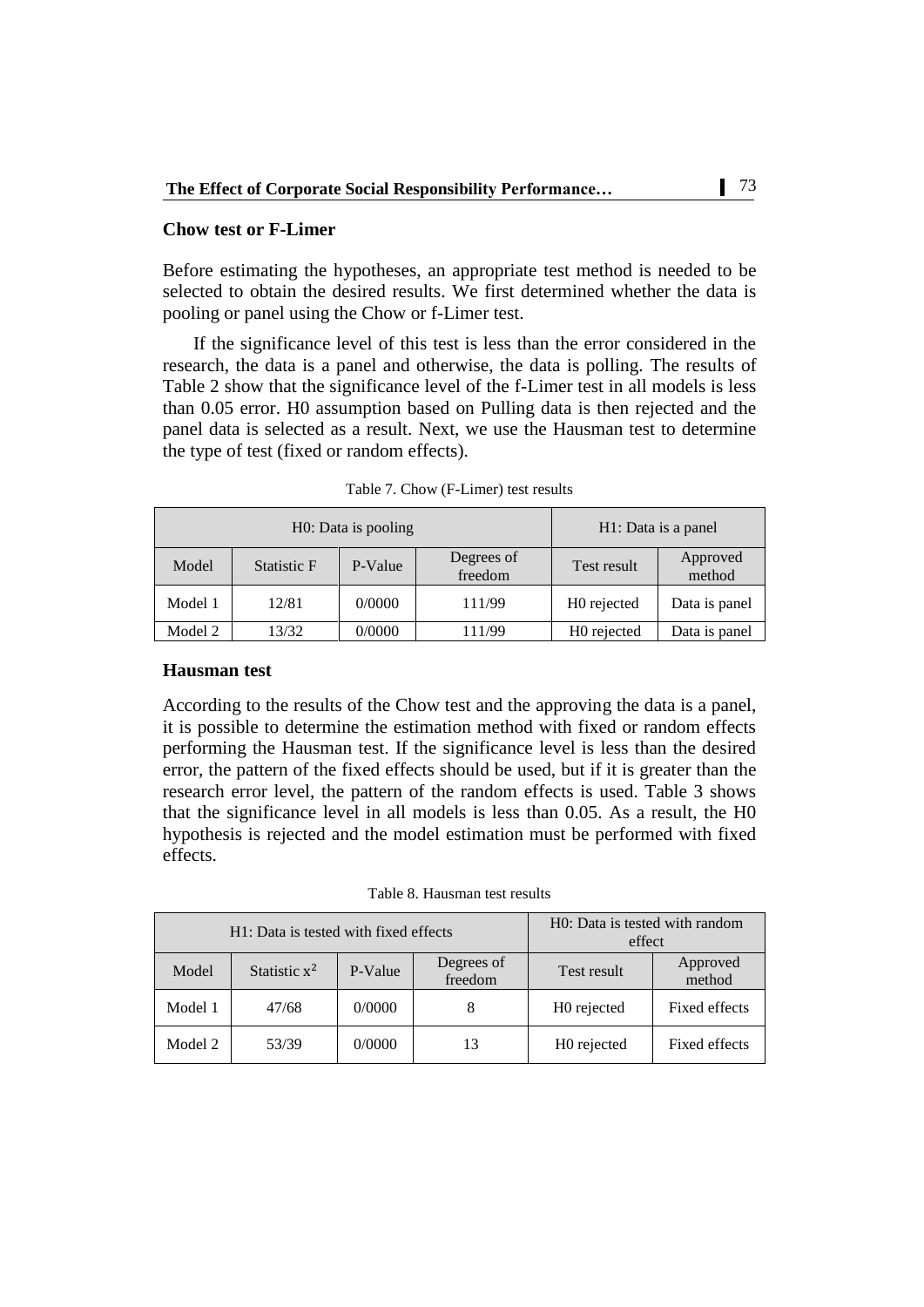## Chow test or F-Limer

Before estimating the hypotheses, an appropriate test method is needed to be selected to obtain the desired results. We first determined whether the data is pooling or panel using the Chow or f-Limer test.

If the significance level of this test is less than the error considered in the research, the data is a panel and otherwise, the data is polling. The results of Table 2 show that the significance level of the f-Limer test in all models is less than 0.05 error. H0 assumption based on Pulling data is then rejected and the panel data is selected as a result. Next, we use the Hausman test to determine the type of test (fixed or random effects).

Table 7. Chow (F-Limer) test results

| H0: Data is pooling | | | | H1: Data is a panel | |
|---|---|---|---|---|---|
| Model | Statistic F | P-Value | Degrees of freedom | Test result | Approved method |
| Model 1 | 12/81 | 0/0000 | 111/99 | H0 rejected | Data is panel |
| Model 2 | 13/32 | 0/0000 | 111/99 | H0 rejected | Data is panel |

## Hausman test

According to the results of the Chow test and the approving the data is a panel, it is possible to determine the estimation method with fixed or random effects performing the Hausman test. If the significance level is less than the desired error, the pattern of the fixed effects should be used, but if it is greater than the research error level, the pattern of the random effects is used. Table 3 shows that the significance level in all models is less than 0.05. As a result, the H0 hypothesis is rejected and the model estimation must be performed with fixed effects.

Table 8. Hausman test results

| H1: Data is tested with fixed effects | | | | H0: Data is tested with random effect | |
|---|---|---|---|---|---|
| Model | Statistic $x^2$ | P-Value | Degrees of freedom | Test result | Approved method |
| Model 1 | 47/68 | 0/0000 | 8 | H0 rejected | Fixed effects |
| Model 2 | 53/39 | 0/0000 | 13 | H0 rejected | Fixed effects |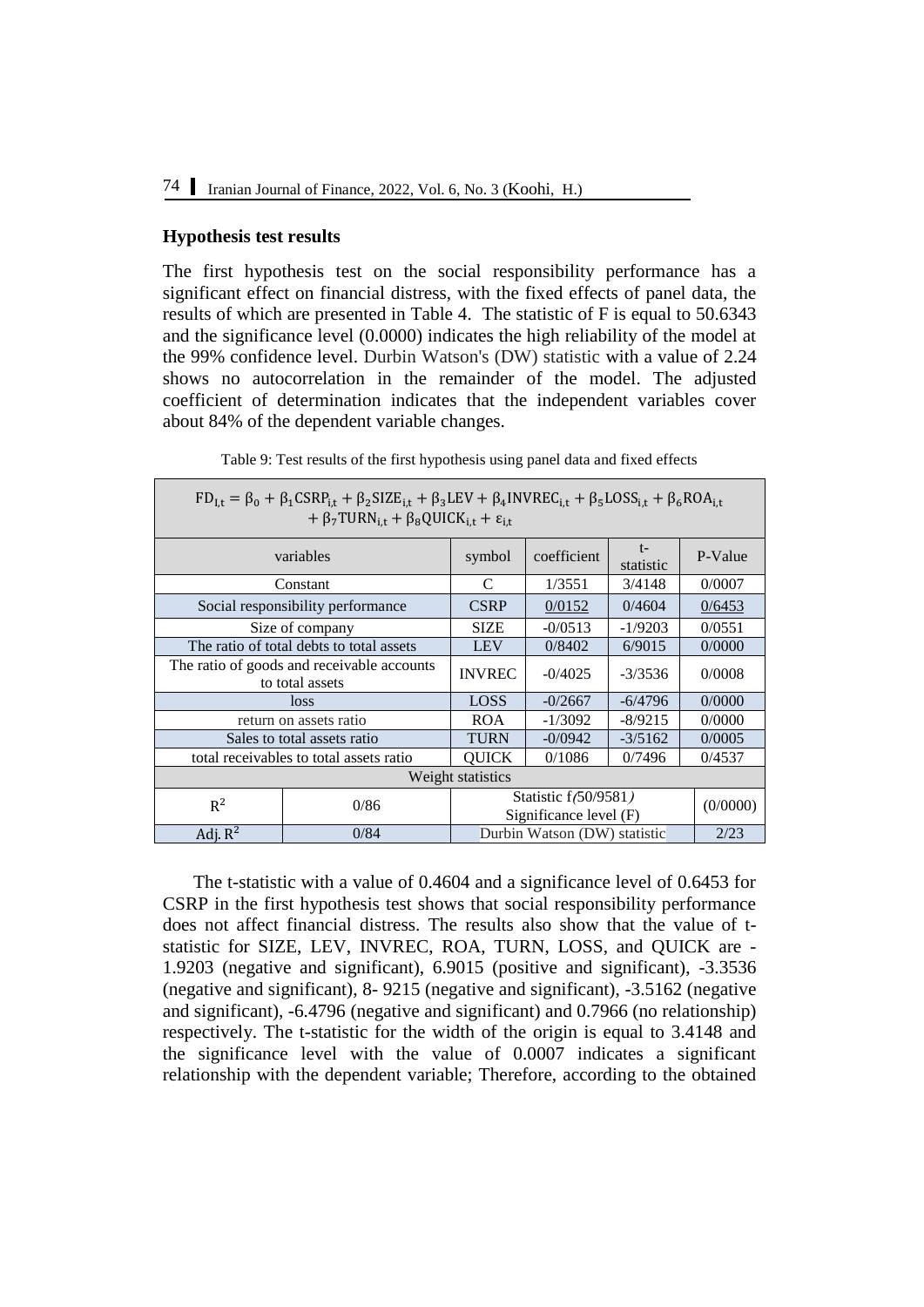### Hypothesis test results

The first hypothesis test on the social responsibility performance has a significant effect on financial distress, with the fixed effects of panel data, the results of which are presented in Table 4. The statistic of F is equal to 50.6343 and the significance level (0.0000) indicates the high reliability of the model at the 99% confidence level. Durbin Watson's (DW) statistic with a value of 2.24 shows no autocorrelation in the remainder of the model. The adjusted coefficient of determination indicates that the independent variables cover about 84% of the dependent variable changes.

Table 9: Test results of the first hypothesis using panel data and fixed effects

| $FD_{I,t} = \beta_0 + \beta_1 CSRP_{i,t} + \beta_2 SIZE_{i,t} + \beta_3 LEV + \beta_4 INVREC_{i,t} + \beta_5 LOSS_{i,t} + \beta_6 ROA_{i,t} + \beta_7 TURN_{i,t} + \beta_8 QUICK_{i,t} + \varepsilon_{i,t}$ | | | | | |
|---|---|---|---|---|---|
| variables | | symbol | coefficient | t-statistic | P-Value |
| Constant | | C | 1/3551 | 3/4148 | 0/0007 |
| Social responsibility performance | | CSRP | 0/0152 | 0/4604 | 0/6453 |
| Size of company | | SIZE | -0/0513 | -1/9203 | 0/0551 |
| The ratio of total debts to total assets | | LEV | 0/8402 | 6/9015 | 0/0000 |
| The ratio of goods and receivable accounts to total assets | | INVREC | -0/4025 | -3/3536 | 0/0008 |
| loss | | LOSS | -0/2667 | -6/4796 | 0/0000 |
| return on assets ratio | | ROA | -1/3092 | -8/9215 | 0/0000 |
| Sales to total assets ratio | | TURN | -0/0942 | -3/5162 | 0/0005 |
| total receivables to total assets ratio | | QUICK | 0/1086 | 0/7496 | 0/4537 |
| Weight statistics | | | | | |
| $R^2$ | 0/86 | Statistic f(50/9581) Significance level (F) | | | (0/0000) |
| Adj. $R^2$ | 0/84 | Durbin Watson (DW) statistic | | | 2/23 |

The t-statistic with a value of 0.4604 and a significance level of 0.6453 for CSRP in the first hypothesis test shows that social responsibility performance does not affect financial distress. The results also show that the value of t-statistic for SIZE, LEV, INVREC, ROA, TURN, LOSS, and QUICK are -1.9203 (negative and significant), 6.9015 (positive and significant), -3.3536 (negative and significant), 8- 9215 (negative and significant), -3.5162 (negative and significant), -6.4796 (negative and significant) and 0.7966 (no relationship) respectively. The t-statistic for the width of the origin is equal to 3.4148 and the significance level with the value of 0.0007 indicates a significant relationship with the dependent variable; Therefore, according to the obtained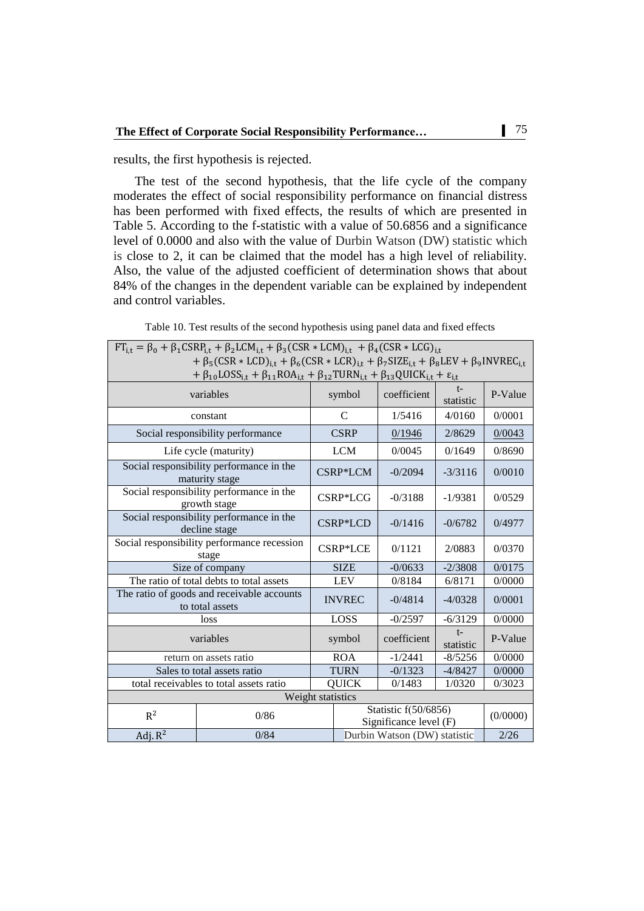results, the first hypothesis is rejected.

The test of the second hypothesis, that the life cycle of the company moderates the effect of social responsibility performance on financial distress has been performed with fixed effects, the results of which are presented in Table 5. According to the f-statistic with a value of 50.6856 and a significance level of 0.0000 and also with the value of Durbin Watson (DW) statistic which is close to 2, it can be claimed that the model has a high level of reliability. Also, the value of the adjusted coefficient of determination shows that about 84% of the changes in the dependent variable can be explained by independent and control variables.

Table 10. Test results of the second hypothesis using panel data and fixed effects

$$FT_{i,t} = \beta_0 + \beta_1 CSRP_{i,t} + \beta_2 LCM_{i,t} + \beta_3 (CSR * LCM)_{i,t} + \beta_4 (CSR * LCG)_{i,t} + \beta_5 (CSR * LCD)_{i,t} + \beta_6 (CSR * LCR)_{i,t} + \beta_7 SIZE_{i,t} + \beta_8 LEV + \beta_9 INVREC_{i,t} + \beta_{10} LOSS_{i,t} + \beta_{11} ROA_{i,t} + \beta_{12} TURN_{i,t} + \beta_{13} QUICK_{i,t} + \varepsilon_{i,t}$$

| variables | symbol | coefficient | t-statistic | P-Value |
|---|---|---|---|---|
| constant | C | 1/5416 | 4/0160 | 0/0001 |
| Social responsibility performance | CSRP | 0/1946 | 2/8629 | 0/0043 |
| Life cycle (maturity) | LCM | 0/0045 | 0/1649 | 0/8690 |
| Social responsibility performance in the maturity stage | CSRP*LCM | -0/2094 | -3/3116 | 0/0010 |
| Social responsibility performance in the growth stage | CSRP*LCG | -0/3188 | -1/9381 | 0/0529 |
| Social responsibility performance in the decline stage | CSRP*LCD | -0/1416 | -0/6782 | 0/4977 |
| Social responsibility performance recession stage | CSRP*LCE | 0/1121 | 2/0883 | 0/0370 |
| Size of company | SIZE | -0/0633 | -2/3808 | 0/0175 |
| The ratio of total debts to total assets | LEV | 0/8184 | 6/8171 | 0/0000 |
| The ratio of goods and receivable accounts to total assets | INVREC | -0/4814 | -4/0328 | 0/0001 |
| loss | LOSS | -0/2597 | -6/3129 | 0/0000 |
| variables | symbol | coefficient | t-statistic | P-Value |
| return on assets ratio | ROA | -1/2441 | -8/5256 | 0/0000 |
| Sales to total assets ratio | TURN | -0/1323 | -4/8427 | 0/0000 |
| total receivables to total assets ratio | QUICK | 0/1483 | 1/0320 | 0/3023 |
| Weight statistics | | | | |
| $R^2$ | 0/86 | Statistic f(50/6856) Significance level (F) | | (0/0000) |
| Adj.$R^2$ | 0/84 | Durbin Watson (DW) statistic | | 2/26 |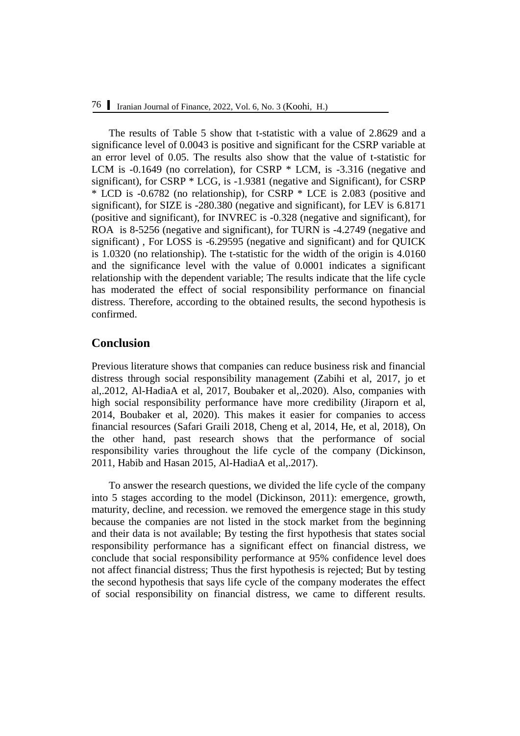The results of Table 5 show that t-statistic with a value of 2.8629 and a significance level of 0.0043 is positive and significant for the CSRP variable at an error level of 0.05. The results also show that the value of t-statistic for LCM is -0.1649 (no correlation), for CSRP * LCM, is -3.316 (negative and significant), for CSRP * LCG, is -1.9381 (negative and Significant), for CSRP * LCD is -0.6782 (no relationship), for CSRP * LCE is 2.083 (positive and significant), for SIZE is -280.380 (negative and significant), for LEV is 6.8171 (positive and significant), for INVREC is -0.328 (negative and significant), for ROA is 8-5256 (negative and significant), for TURN is -4.2749 (negative and significant) , For LOSS is -6.29595 (negative and significant) and for QUICK is 1.0320 (no relationship). The t-statistic for the width of the origin is 4.0160 and the significance level with the value of 0.0001 indicates a significant relationship with the dependent variable; The results indicate that the life cycle has moderated the effect of social responsibility performance on financial distress. Therefore, according to the obtained results, the second hypothesis is confirmed.

## Conclusion

Previous literature shows that companies can reduce business risk and financial distress through social responsibility management (Zabihi et al, 2017, jo et al,.2012, Al-HadiaA et al, 2017, Boubaker et al,.2020). Also, companies with high social responsibility performance have more credibility (Jiraporn et al, 2014, Boubaker et al, 2020). This makes it easier for companies to access financial resources (Safari Graili 2018, Cheng et al, 2014, He, et al, 2018), On the other hand, past research shows that the performance of social responsibility varies throughout the life cycle of the company (Dickinson, 2011, Habib and Hasan 2015, Al-HadiaA et al,.2017).

To answer the research questions, we divided the life cycle of the company into 5 stages according to the model (Dickinson, 2011): emergence, growth, maturity, decline, and recession. we removed the emergence stage in this study because the companies are not listed in the stock market from the beginning and their data is not available; By testing the first hypothesis that states social responsibility performance has a significant effect on financial distress, we conclude that social responsibility performance at 95% confidence level does not affect financial distress; Thus the first hypothesis is rejected; But by testing the second hypothesis that says life cycle of the company moderates the effect of social responsibility on financial distress, we came to different results.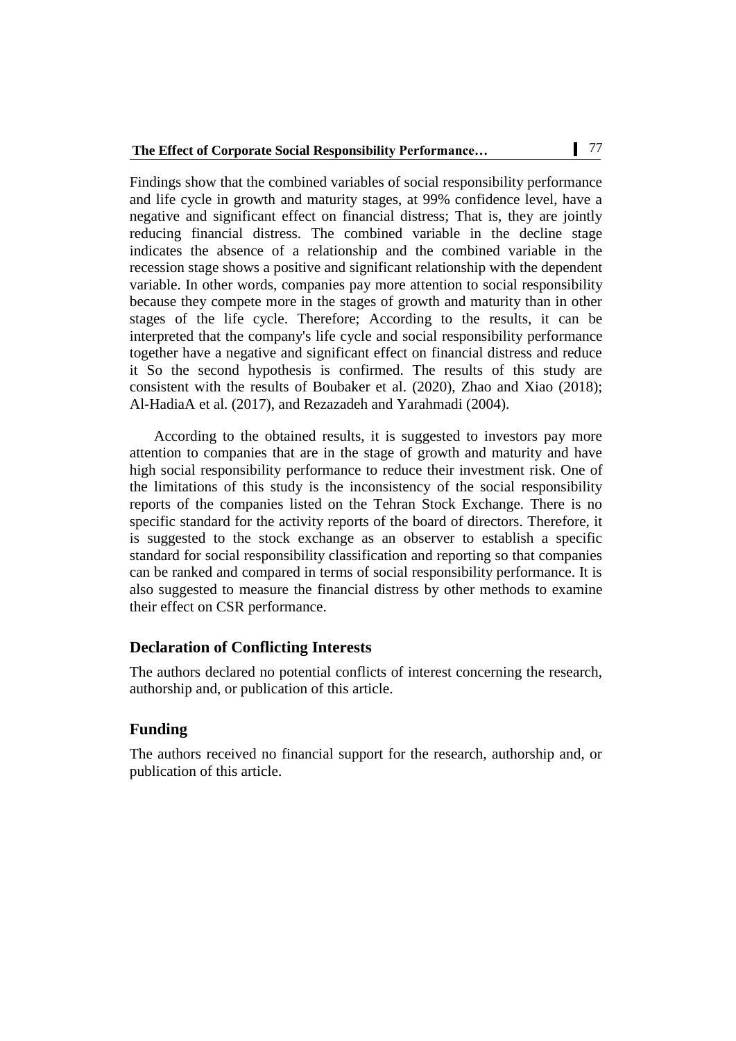Findings show that the combined variables of social responsibility performance and life cycle in growth and maturity stages, at 99% confidence level, have a negative and significant effect on financial distress; That is, they are jointly reducing financial distress. The combined variable in the decline stage indicates the absence of a relationship and the combined variable in the recession stage shows a positive and significant relationship with the dependent variable. In other words, companies pay more attention to social responsibility because they compete more in the stages of growth and maturity than in other stages of the life cycle. Therefore; According to the results, it can be interpreted that the company's life cycle and social responsibility performance together have a negative and significant effect on financial distress and reduce it So the second hypothesis is confirmed. The results of this study are consistent with the results of Boubaker et al. (2020), Zhao and Xiao (2018); Al-HadiaA et al. (2017), and Rezazadeh and Yarahmadi (2004).

According to the obtained results, it is suggested to investors pay more attention to companies that are in the stage of growth and maturity and have high social responsibility performance to reduce their investment risk. One of the limitations of this study is the inconsistency of the social responsibility reports of the companies listed on the Tehran Stock Exchange. There is no specific standard for the activity reports of the board of directors. Therefore, it is suggested to the stock exchange as an observer to establish a specific standard for social responsibility classification and reporting so that companies can be ranked and compared in terms of social responsibility performance. It is also suggested to measure the financial distress by other methods to examine their effect on CSR performance.

## Declaration of Conflicting Interests

The authors declared no potential conflicts of interest concerning the research, authorship and, or publication of this article.

## Funding

The authors received no financial support for the research, authorship and, or publication of this article.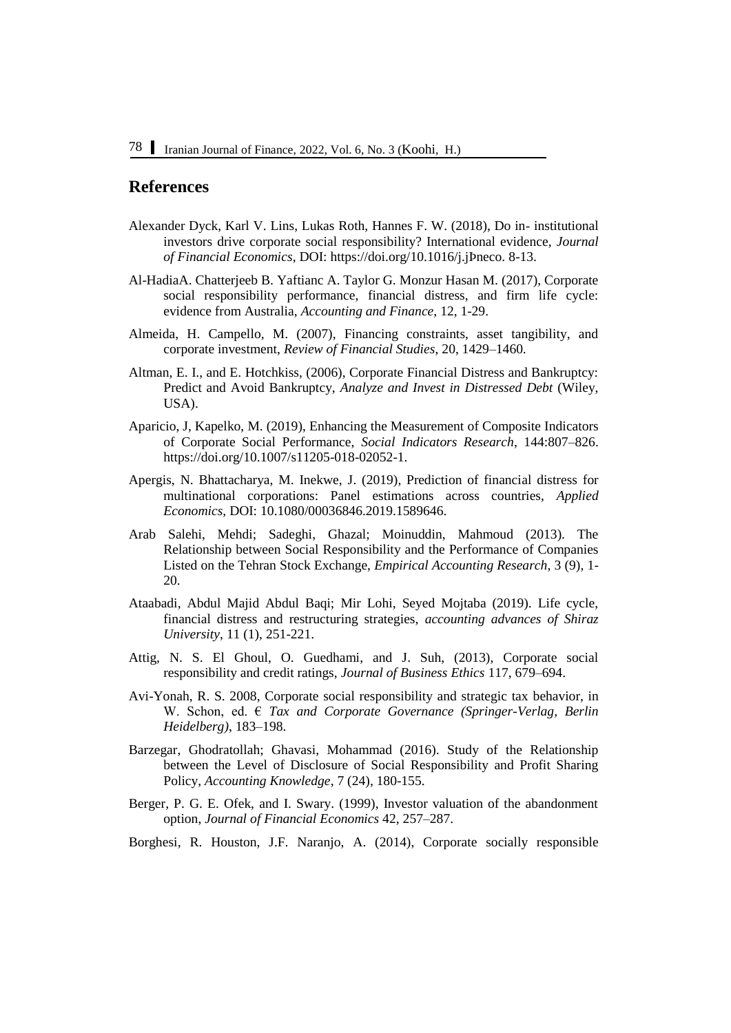## References

Alexander Dyck, Karl V. Lins, Lukas Roth, Hannes F. W. (2018), Do in- institutional investors drive corporate social responsibility? International evidence, *Journal of Financial Economics*, DOI: https://doi.org/10.1016/j.jÞneco. 8-13.

Al-HadiaA. Chatterjeeb B. Yaftianc A. Taylor G. Monzur Hasan M. (2017), Corporate social responsibility performance, financial distress, and firm life cycle: evidence from Australia, *Accounting and Finance*, 12, 1-29.

Almeida, H. Campello, M. (2007), Financing constraints, asset tangibility, and corporate investment, *Review of Financial Studies*, 20, 1429–1460.

Altman, E. I., and E. Hotchkiss, (2006), Corporate Financial Distress and Bankruptcy: Predict and Avoid Bankruptcy, *Analyze and Invest in Distressed Debt* (Wiley, USA).

Aparicio, J, Kapelko, M. (2019), Enhancing the Measurement of Composite Indicators of Corporate Social Performance, *Social Indicators Research*, 144:807–826. https://doi.org/10.1007/s11205-018-02052-1.

Apergis, N. Bhattacharya, M. Inekwe, J. (2019), Prediction of financial distress for multinational corporations: Panel estimations across countries, *Applied Economics*, DOI: 10.1080/00036846.2019.1589646.

Arab Salehi, Mehdi; Sadeghi, Ghazal; Moinuddin, Mahmoud (2013). The Relationship between Social Responsibility and the Performance of Companies Listed on the Tehran Stock Exchange, *Empirical Accounting Research*, 3 (9), 1-20.

Ataabadi, Abdul Majid Abdul Baqi; Mir Lohi, Seyed Mojtaba (2019). Life cycle, financial distress and restructuring strategies, *accounting advances of Shiraz University*, 11 (1), 251-221.

Attig, N. S. El Ghoul, O. Guedhami, and J. Suh, (2013), Corporate social responsibility and credit ratings, *Journal of Business Ethics* 117, 679–694.

Avi-Yonah, R. S. 2008, Corporate social responsibility and strategic tax behavior, in W. Schon, ed. € *Tax and Corporate Governance (Springer-Verlag, Berlin Heidelberg)*, 183–198.

Barzegar, Ghodratollah; Ghavasi, Mohammad (2016). Study of the Relationship between the Level of Disclosure of Social Responsibility and Profit Sharing Policy, *Accounting Knowledge*, 7 (24), 180-155.

Berger, P. G. E. Ofek, and I. Swary. (1999), Investor valuation of the abandonment option, *Journal of Financial Economics* 42, 257–287.

Borghesi, R. Houston, J.F. Naranjo, A. (2014), Corporate socially responsible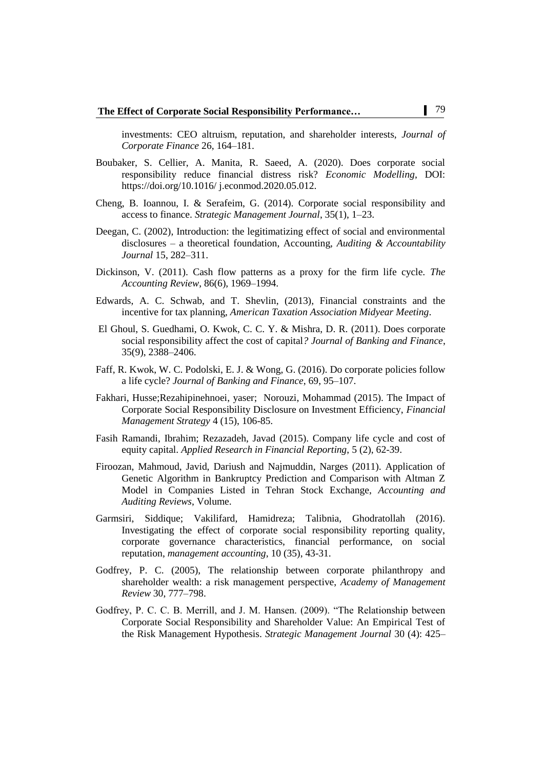investments: CEO altruism, reputation, and shareholder interests, *Journal of Corporate Finance* 26, 164–181.

Boubaker, S. Cellier, A. Manita, R. Saeed, A. (2020). Does corporate social responsibility reduce financial distress risk? *Economic Modelling*, DOI: https://doi.org/10.1016/ j.econmod.2020.05.012.

Cheng, B. Ioannou, I. & Serafeim, G. (2014). Corporate social responsibility and access to finance. *Strategic Management Journal*, 35(1), 1–23.

Deegan, C. (2002), Introduction: the legitimatizing effect of social and environmental disclosures – a theoretical foundation, Accounting, *Auditing & Accountability Journal* 15, 282–311.

Dickinson, V. (2011). Cash flow patterns as a proxy for the firm life cycle. *The Accounting Review*, 86(6), 1969–1994.

Edwards, A. C. Schwab, and T. Shevlin, (2013), Financial constraints and the incentive for tax planning, *American Taxation Association Midyear Meeting*.

El Ghoul, S. Guedhami, O. Kwok, C. C. Y. & Mishra, D. R. (2011). Does corporate social responsibility affect the cost of capital*? Journal of Banking and Finance*, 35(9), 2388–2406.

Faff, R. Kwok, W. C. Podolski, E. J. & Wong, G. (2016). Do corporate policies follow a life cycle? *Journal of Banking and Finance*, 69, 95–107.

Fakhari, Husse;Rezahipinehnoei, yaser; Norouzi, Mohammad (2015). The Impact of Corporate Social Responsibility Disclosure on Investment Efficiency, *Financial Management Strategy* 4 (15), 106-85.

Fasih Ramandi, Ibrahim; Rezazadeh, Javad (2015). Company life cycle and cost of equity capital. *Applied Research in Financial Reporting*, 5 (2), 62-39.

Firoozan, Mahmoud, Javid, Dariush and Najmuddin, Narges (2011). Application of Genetic Algorithm in Bankruptcy Prediction and Comparison with Altman Z Model in Companies Listed in Tehran Stock Exchange, *Accounting and Auditing Reviews*, Volume.

Garmsiri, Siddique; Vakilifard, Hamidreza; Talibnia, Ghodratollah (2016). Investigating the effect of corporate social responsibility reporting quality, corporate governance characteristics, financial performance, on social reputation, *management accounting*, 10 (35), 43-31.

Godfrey, P. C. (2005), The relationship between corporate philanthropy and shareholder wealth: a risk management perspective, *Academy of Management Review* 30, 777–798.

Godfrey, P. C. C. B. Merrill, and J. M. Hansen. (2009). "The Relationship between Corporate Social Responsibility and Shareholder Value: An Empirical Test of the Risk Management Hypothesis. *Strategic Management Journal* 30 (4): 425–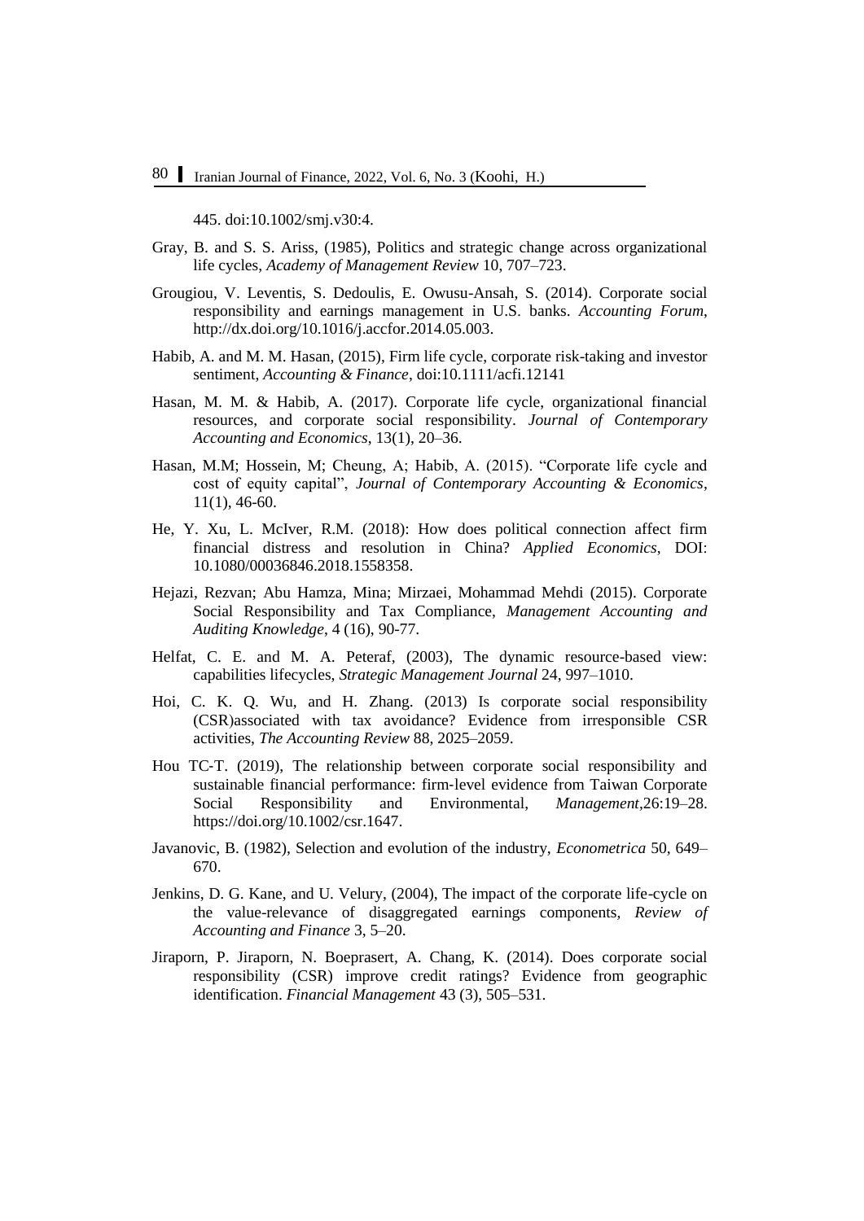445. doi:10.1002/smj.v30:4.

Gray, B. and S. S. Ariss, (1985), Politics and strategic change across organizational life cycles, *Academy of Management Review* 10, 707–723.

Grougiou, V. Leventis, S. Dedoulis, E. Owusu-Ansah, S. (2014). Corporate social responsibility and earnings management in U.S. banks. *Accounting Forum*, http://dx.doi.org/10.1016/j.accfor.2014.05.003.

Habib, A. and M. M. Hasan, (2015), Firm life cycle, corporate risk-taking and investor sentiment, *Accounting & Finance*, doi:10.1111/acfi.12141

Hasan, M. M. & Habib, A. (2017). Corporate life cycle, organizational financial resources, and corporate social responsibility. *Journal of Contemporary Accounting and Economics*, 13(1), 20–36.

Hasan, M.M; Hossein, M; Cheung, A; Habib, A. (2015). "Corporate life cycle and cost of equity capital", *Journal of Contemporary Accounting & Economics*, 11(1), 46-60.

He, Y. Xu, L. McIver, R.M. (2018): How does political connection affect firm financial distress and resolution in China? *Applied Economics*, DOI: 10.1080/00036846.2018.1558358.

Hejazi, Rezvan; Abu Hamza, Mina; Mirzaei, Mohammad Mehdi (2015). Corporate Social Responsibility and Tax Compliance, *Management Accounting and Auditing Knowledge*, 4 (16), 90-77.

Helfat, C. E. and M. A. Peteraf, (2003), The dynamic resource-based view: capabilities lifecycles, *Strategic Management Journal* 24, 997–1010.

Hoi, C. K. Q. Wu, and H. Zhang. (2013) Is corporate social responsibility (CSR)associated with tax avoidance? Evidence from irresponsible CSR activities, *The Accounting Review* 88, 2025–2059.

Hou TC-T. (2019), The relationship between corporate social responsibility and sustainable financial performance: firm-level evidence from Taiwan Corporate Social Responsibility and Environmental, *Management*,26:19–28. https://doi.org/10.1002/csr.1647.

Javanovic, B. (1982), Selection and evolution of the industry, *Econometrica* 50, 649–670.

Jenkins, D. G. Kane, and U. Velury, (2004), The impact of the corporate life-cycle on the value-relevance of disaggregated earnings components, *Review of Accounting and Finance* 3, 5–20.

Jiraporn, P. Jiraporn, N. Boeprasert, A. Chang, K. (2014). Does corporate social responsibility (CSR) improve credit ratings? Evidence from geographic identification. *Financial Management* 43 (3), 505–531.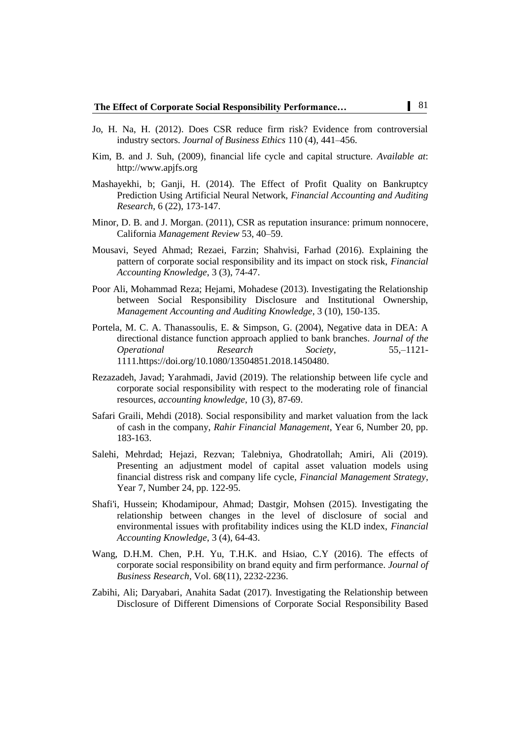Jo, H. Na, H. (2012). Does CSR reduce firm risk? Evidence from controversial industry sectors. *Journal of Business Ethics* 110 (4), 441–456.

Kim, B. and J. Suh, (2009), financial life cycle and capital structure. *Available at*: http://www.apjfs.org

Mashayekhi, b; Ganji, H. (2014). The Effect of Profit Quality on Bankruptcy Prediction Using Artificial Neural Network, *Financial Accounting and Auditing Research*, 6 (22), 173-147.

Minor, D. B. and J. Morgan. (2011), CSR as reputation insurance: primum nonnocere, California *Management Review* 53, 40–59.

Mousavi, Seyed Ahmad; Rezaei, Farzin; Shahvisi, Farhad (2016). Explaining the pattern of corporate social responsibility and its impact on stock risk, *Financial Accounting Knowledge*, 3 (3), 74-47.

Poor Ali, Mohammad Reza; Hejami, Mohadese (2013). Investigating the Relationship between Social Responsibility Disclosure and Institutional Ownership, *Management Accounting and Auditing Knowledge*, 3 (10), 150-135.

Portela, M. C. A. Thanassoulis, E. & Simpson, G. (2004), Negative data in DEA: A directional distance function approach applied to bank branches. *Journal of the Operational Research Society*, 55,–1121-1111.https://doi.org/10.1080/13504851.2018.1450480.

Rezazadeh, Javad; Yarahmadi, Javid (2019). The relationship between life cycle and corporate social responsibility with respect to the moderating role of financial resources, *accounting knowledge*, 10 (3), 87-69.

Safari Graili, Mehdi (2018). Social responsibility and market valuation from the lack of cash in the company, *Rahir Financial Management*, Year 6, Number 20, pp. 183-163.

Salehi, Mehrdad; Hejazi, Rezvan; Talebniya, Ghodratollah; Amiri, Ali (2019). Presenting an adjustment model of capital asset valuation models using financial distress risk and company life cycle, *Financial Management Strategy*, Year 7, Number 24, pp. 122-95.

Shafi'i, Hussein; Khodamipour, Ahmad; Dastgir, Mohsen (2015). Investigating the relationship between changes in the level of disclosure of social and environmental issues with profitability indices using the KLD index, *Financial Accounting Knowledge*, 3 (4), 64-43.

Wang, D.H.M. Chen, P.H. Yu, T.H.K. and Hsiao, C.Y (2016). The effects of corporate social responsibility on brand equity and firm performance. *Journal of Business Research*, Vol. 68(11), 2232-2236.

Zabihi, Ali; Daryabari, Anahita Sadat (2017). Investigating the Relationship between Disclosure of Different Dimensions of Corporate Social Responsibility Based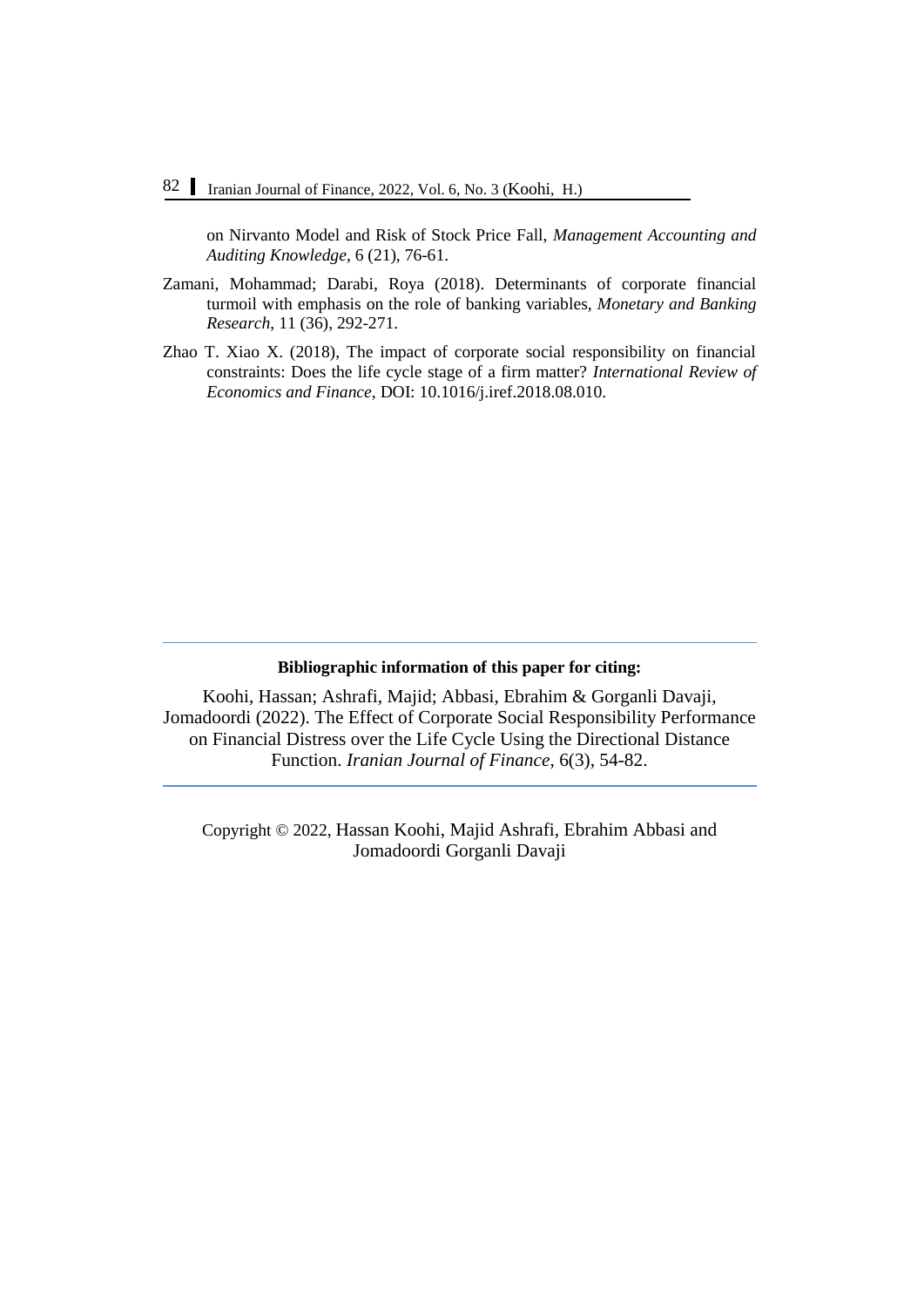on Nirvanto Model and Risk of Stock Price Fall, *Management Accounting and Auditing Knowledge*, 6 (21), 76-61.

Zamani, Mohammad; Darabi, Roya (2018). Determinants of corporate financial turmoil with emphasis on the role of banking variables, *Monetary and Banking Research*, 11 (36), 292-271.

Zhao T. Xiao X. (2018), The impact of corporate social responsibility on financial constraints: Does the life cycle stage of a firm matter? *International Review of Economics and Finance*, DOI: 10.1016/j.iref.2018.08.010.

---

**Bibliographic information of this paper for citing:**

Koohi, Hassan; Ashrafi, Majid; Abbasi, Ebrahim & Gorganli Davaji, Jomadoordi (2022). The Effect of Corporate Social Responsibility Performance on Financial Distress over the Life Cycle Using the Directional Distance Function. *Iranian Journal of Finance*, 6(3), 54-82.

---

Copyright © 2022, Hassan Koohi, Majid Ashrafi, Ebrahim Abbasi and Jomadoordi Gorganli Davaji